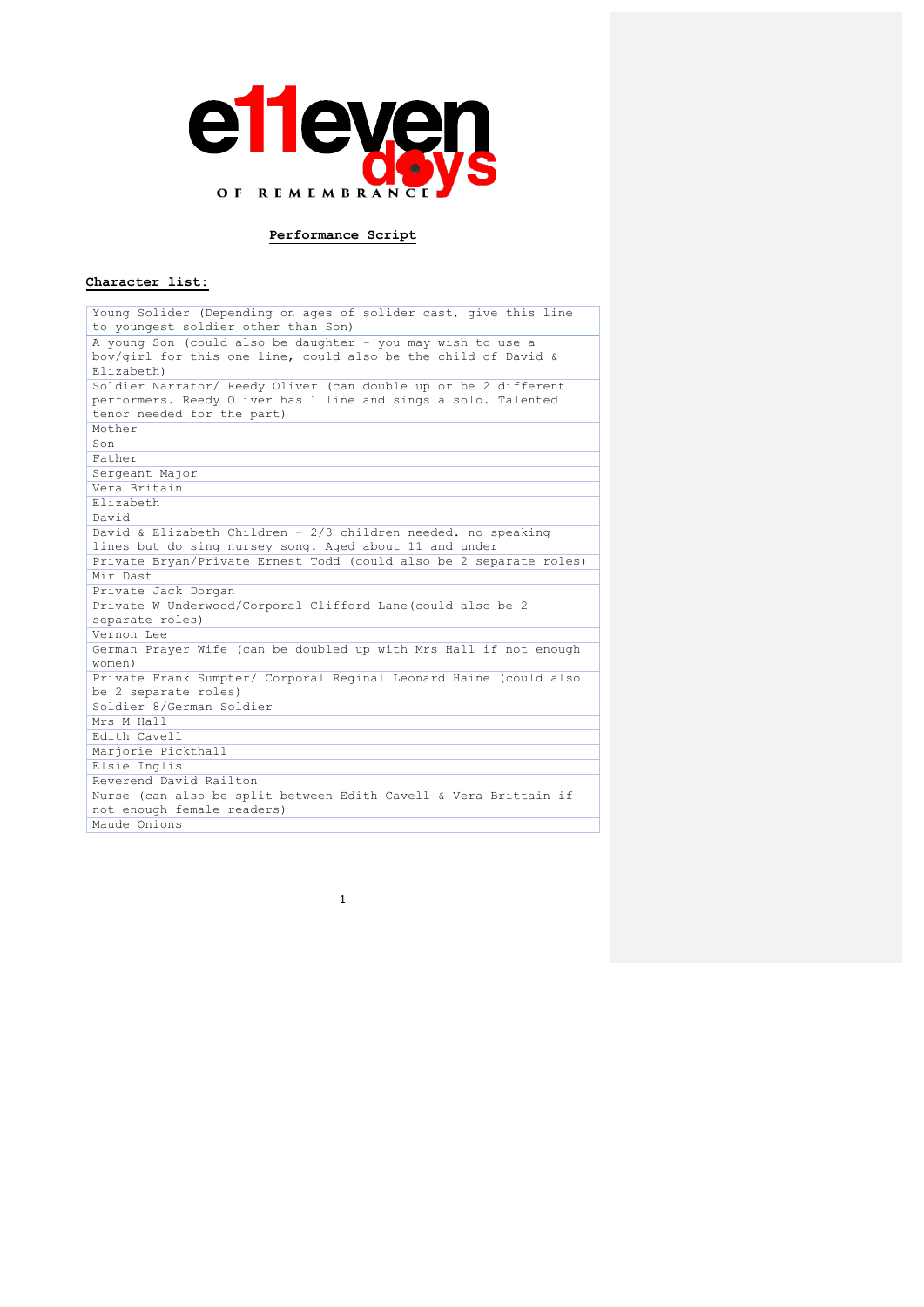# e11even days OF REMEMBRANCE

**Performance Script**

**Character list:**

| |
|---|
| Young Solider (Depending on ages of solider cast, give this line to youngest soldier other than Son) |
| A young Son (could also be daughter - you may wish to use a boy/girl for this one line, could also be the child of David & Elizabeth) |
| Soldier Narrator/ Reedy Oliver (can double up or be 2 different performers. Reedy Oliver has 1 line and sings a solo. Talented tenor needed for the part) |
| Mother |
| Son |
| Father |
| Sergeant Major |
| Vera Britain |
| Elizabeth |
| David |
| David & Elizabeth Children – 2/3 children needed. no speaking lines but do sing nursey song. Aged about 11 and under |
| Private Bryan/Private Ernest Todd (could also be 2 separate roles) |
| Mir Dast |
| Private Jack Dorgan |
| Private W Underwood/Corporal Clifford Lane(could also be 2 separate roles) |
| Vernon Lee |
| German Prayer Wife (can be doubled up with Mrs Hall if not enough women) |
| Private Frank Sumpter/ Corporal Reginal Leonard Haine (could also be 2 separate roles) |
| Soldier 8/German Soldier |
| Mrs M Hall |
| Edith Cavell |
| Marjorie Pickthall |
| Elsie Inglis |
| Reverend David Railton |
| Nurse (can also be split between Edith Cavell & Vera Brittain if not enough female readers) |
| Maude Onions |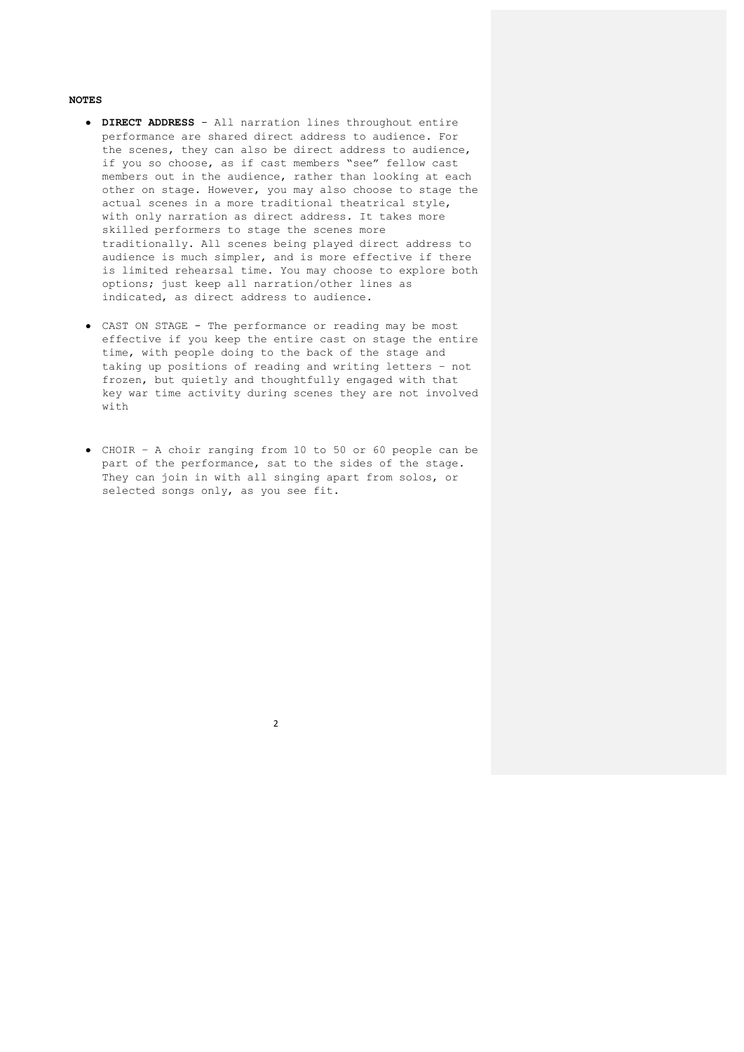**NOTES**

- **DIRECT ADDRESS** - All narration lines throughout entire performance are shared direct address to audience. For the scenes, they can also be direct address to audience, if you so choose, as if cast members "see" fellow cast members out in the audience, rather than looking at each other on stage. However, you may also choose to stage the actual scenes in a more traditional theatrical style, with only narration as direct address. It takes more skilled performers to stage the scenes more traditionally. All scenes being played direct address to audience is much simpler, and is more effective if there is limited rehearsal time. You may choose to explore both options; just keep all narration/other lines as indicated, as direct address to audience.

- CAST ON STAGE - The performance or reading may be most effective if you keep the entire cast on stage the entire time, with people doing to the back of the stage and taking up positions of reading and writing letters – not frozen, but quietly and thoughtfully engaged with that key war time activity during scenes they are not involved with

- CHOIR – A choir ranging from 10 to 50 or 60 people can be part of the performance, sat to the sides of the stage. They can join in with all singing apart from solos, or selected songs only, as you see fit.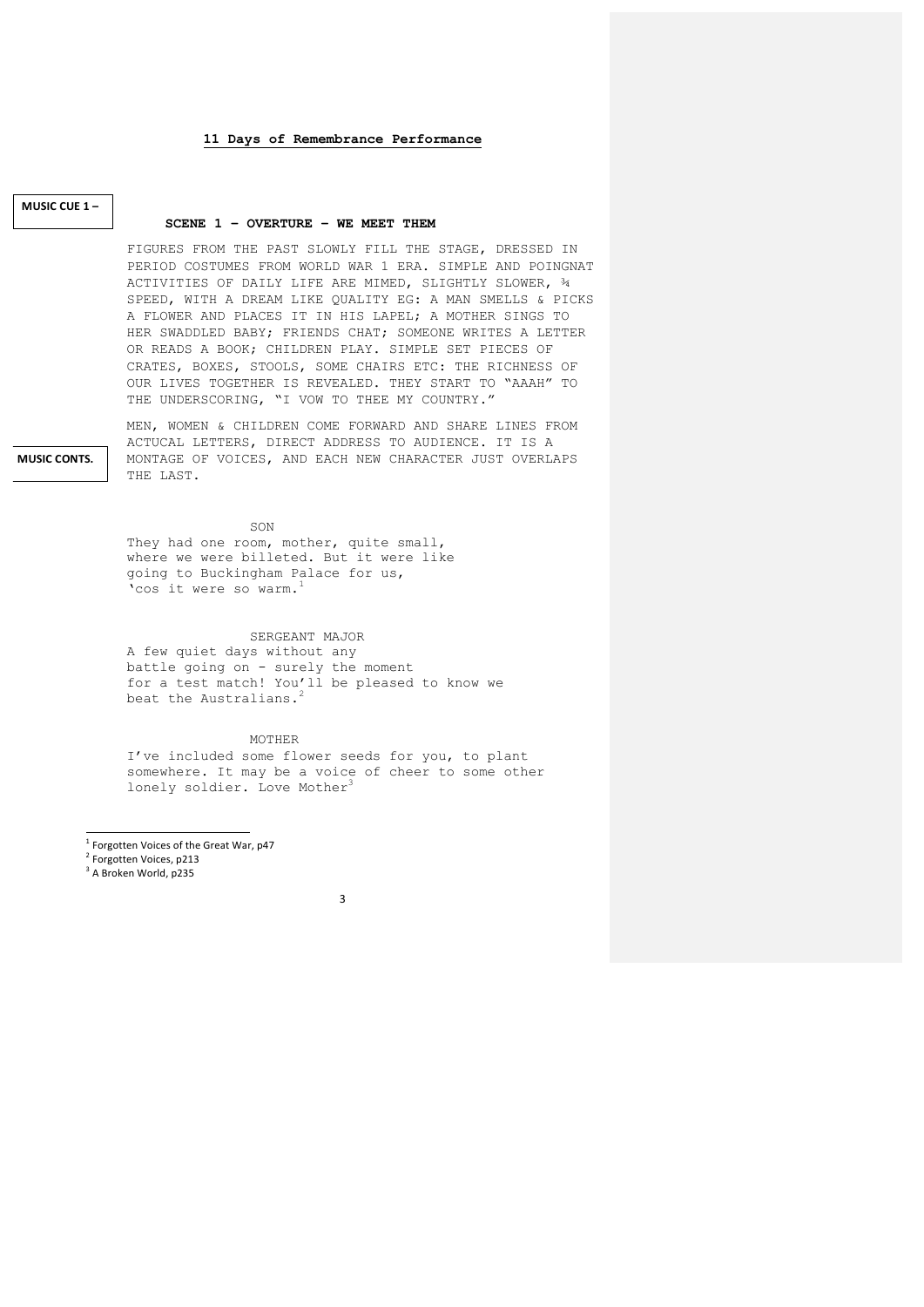**11 Days of Remembrance Performance**

**MUSIC CUE 1 –**

**SCENE 1 – OVERTURE – WE MEET THEM**

FIGURES FROM THE PAST SLOWLY FILL THE STAGE, DRESSED IN PERIOD COSTUMES FROM WORLD WAR 1 ERA. SIMPLE AND POINGNAT ACTIVITIES OF DAILY LIFE ARE MIMED, SLIGHTLY SLOWER, ¾ SPEED, WITH A DREAM LIKE QUALITY EG: A MAN SMELLS & PICKS A FLOWER AND PLACES IT IN HIS LAPEL; A MOTHER SINGS TO HER SWADDLED BABY; FRIENDS CHAT; SOMEONE WRITES A LETTER OR READS A BOOK; CHILDREN PLAY. SIMPLE SET PIECES OF CRATES, BOXES, STOOLS, SOME CHAIRS ETC: THE RICHNESS OF OUR LIVES TOGETHER IS REVEALED. THEY START TO "AAAH" TO THE UNDERSCORING, "I VOW TO THEE MY COUNTRY."

**MUSIC CONTS.**

MEN, WOMEN & CHILDREN COME FORWARD AND SHARE LINES FROM ACTUCAL LETTERS, DIRECT ADDRESS TO AUDIENCE. IT IS A MONTAGE OF VOICES, AND EACH NEW CHARACTER JUST OVERLAPS THE LAST.

SON

They had one room, mother, quite small, where we were billeted. But it were like going to Buckingham Palace for us, 'cos it were so warm.[1]

SERGEANT MAJOR

A few quiet days without any battle going on - surely the moment for a test match! You'll be pleased to know we beat the Australians.[2]

MOTHER

I've included some flower seeds for you, to plant somewhere. It may be a voice of cheer to some other lonely soldier. Love Mother[3]

---

[1] Forgotten Voices of the Great War, p47
[2] Forgotten Voices, p213
[3] A Broken World, p235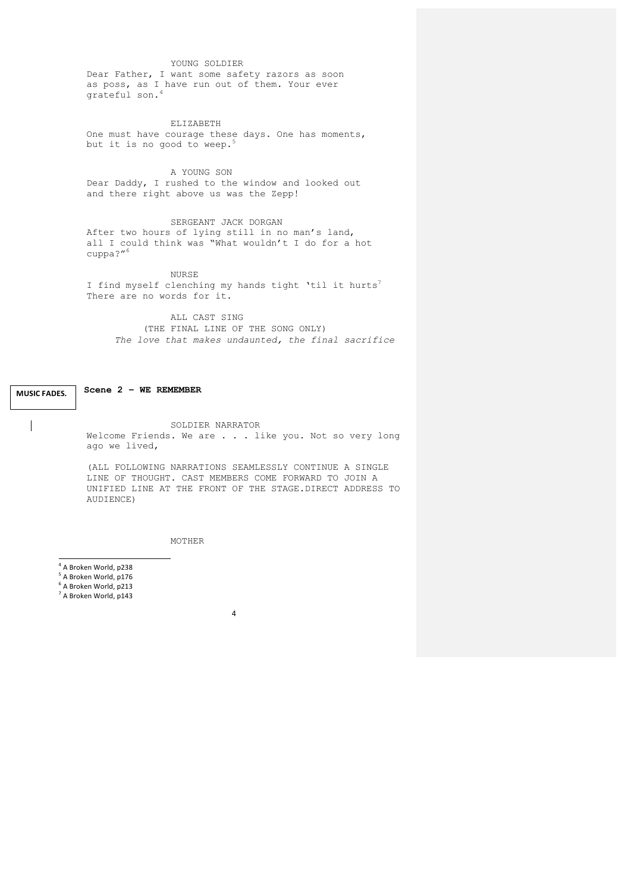YOUNG SOLDIER

Dear Father, I want some safety razors as soon as poss, as I have run out of them. Your ever grateful son.[4]

ELIZABETH

One must have courage these days. One has moments, but it is no good to weep.[5]

A YOUNG SON

Dear Daddy, I rushed to the window and looked out and there right above us was the Zepp!

SERGEANT JACK DORGAN

After two hours of lying still in no man's land, all I could think was "What wouldn't I do for a hot cuppa?"[6]

NURSE

I find myself clenching my hands tight 'til it hurts[7] There are no words for it.

ALL CAST SING

(THE FINAL LINE OF THE SONG ONLY)

*The love that makes undaunted, the final sacrifice*

**MUSIC FADES.**

**Scene 2 – WE REMEMBER**

SOLDIER NARRATOR

Welcome Friends. We are . . . like you. Not so very long ago we lived,

(ALL FOLLOWING NARRATIONS SEAMLESSLY CONTINUE A SINGLE LINE OF THOUGHT. CAST MEMBERS COME FORWARD TO JOIN A UNIFIED LINE AT THE FRONT OF THE STAGE.DIRECT ADDRESS TO AUDIENCE)

MOTHER

---

[4] A Broken World, p238

[5] A Broken World, p176

[6] A Broken World, p213

[7] A Broken World, p143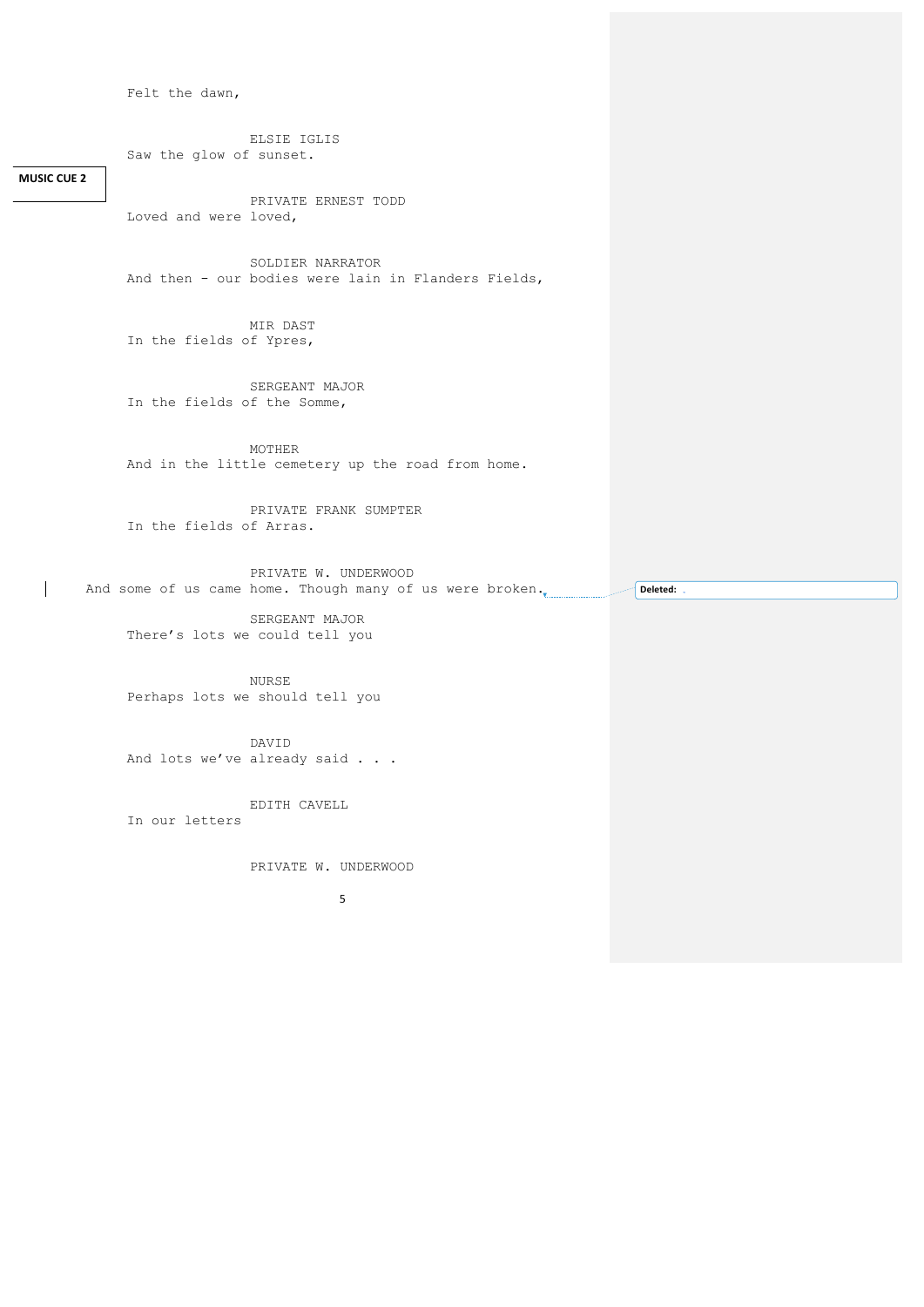Felt the dawn,

ELSIE IGLIS
Saw the glow of sunset.

**MUSIC CUE 2**

PRIVATE ERNEST TODD
Loved and were loved,

SOLDIER NARRATOR
And then - our bodies were lain in Flanders Fields,

MIR DAST
In the fields of Ypres,

SERGEANT MAJOR
In the fields of the Somme,

MOTHER
And in the little cemetery up the road from home.

PRIVATE FRANK SUMPTER
In the fields of Arras.

PRIVATE W. UNDERWOOD
And some of us came home. Though many of us were broken.

**Deleted:**

SERGEANT MAJOR
There's lots we could tell you

NURSE
Perhaps lots we should tell you

DAVID
And lots we've already said . . .

EDITH CAVELL
In our letters

PRIVATE W. UNDERWOOD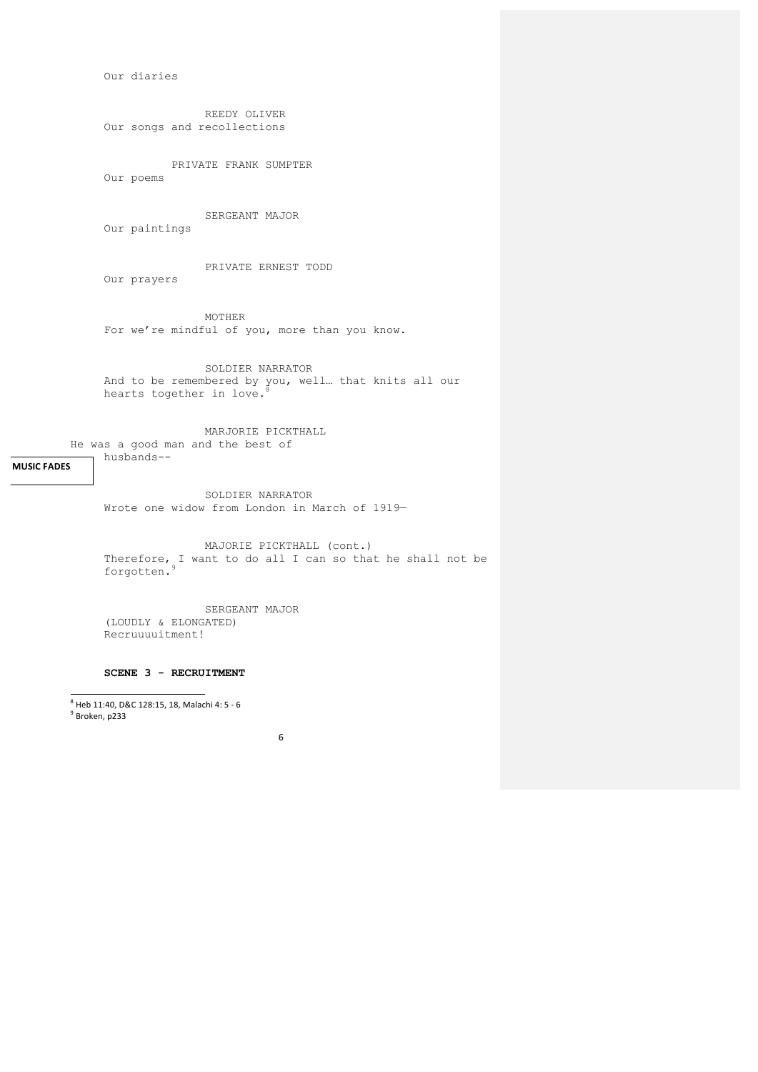Our diaries

REEDY OLIVER
Our songs and recollections

PRIVATE FRANK SUMPTER
Our poems

SERGEANT MAJOR
Our paintings

PRIVATE ERNEST TODD
Our prayers

MOTHER
For we're mindful of you, more than you know.

SOLDIER NARRATOR
And to be remembered by you, well… that knits all our hearts together in love.[8]

MARJORIE PICKTHALL
He was a good man and the best of husbands--

MUSIC FADES

SOLDIER NARRATOR
Wrote one widow from London in March of 1919—

MAJORIE PICKTHALL (cont.)
Therefore, I want to do all I can so that he shall not be forgotten.[9]

SERGEANT MAJOR
(LOUDLY & ELONGATED)
Recruuuuitment!

**SCENE 3 - RECRUITMENT**

---

[8] Heb 11:40, D&C 128:15, 18, Malachi 4: 5 - 6

[9] Broken, p233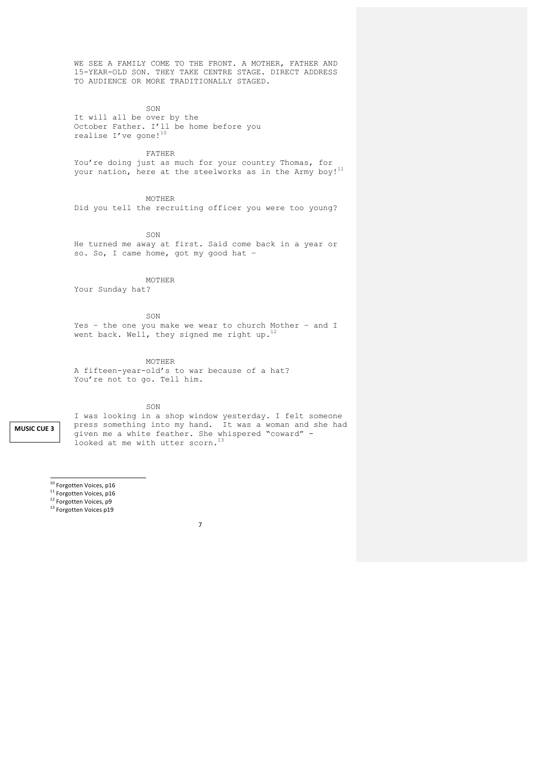WE SEE A FAMILY COME TO THE FRONT. A MOTHER, FATHER AND 15-YEAR-OLD SON. THEY TAKE CENTRE STAGE. DIRECT ADDRESS TO AUDIENCE OR MORE TRADITIONALLY STAGED.

SON

It will all be over by the October Father. I'll be home before you realise I've gone![10]

FATHER

You're doing just as much for your country Thomas, for your nation, here at the steelworks as in the Army boy![11]

MOTHER

Did you tell the recruiting officer you were too young?

SON

He turned me away at first. Said come back in a year or so. So, I came home, got my good hat –

MOTHER

Your Sunday hat?

SON

Yes – the one you make we wear to church Mother – and I went back. Well, they signed me right up.[12]

MOTHER

A fifteen-year-old's to war because of a hat? You're not to go. Tell him.

SON

**MUSIC CUE 3**

I was looking in a shop window yesterday. I felt someone press something into my hand. It was a woman and she had given me a white feather. She whispered "coward" - looked at me with utter scorn.[13]

---

[10] Forgotten Voices, p16
[11] Forgotten Voices, p16
[12] Forgotten Voices, p9
[13] Forgotten Voices p19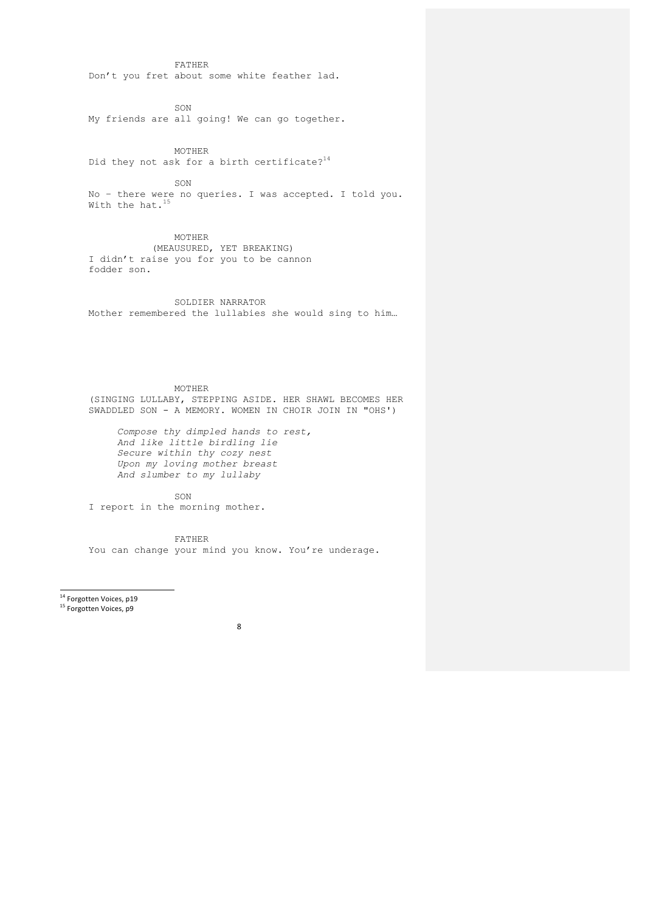FATHER

Don't you fret about some white feather lad.

SON

My friends are all going! We can go together.

MOTHER

Did they not ask for a birth certificate?[14]

SON

No – there were no queries. I was accepted. I told you. With the hat.[15]

MOTHER

(MEAUSURED, YET BREAKING)

I didn't raise you for you to be cannon fodder son.

SOLDIER NARRATOR

Mother remembered the lullabies she would sing to him…

MOTHER

(SINGING LULLABY, STEPPING ASIDE. HER SHAWL BECOMES HER SWADDLED SON - A MEMORY. WOMEN IN CHOIR JOIN IN "OHS')

*Compose thy dimpled hands to rest,*
*And like little birdling lie*
*Secure within thy cozy nest*
*Upon my loving mother breast*
*And slumber to my lullaby*

SON

I report in the morning mother.

FATHER

You can change your mind you know. You're underage.

---

[14] Forgotten Voices, p19

[15] Forgotten Voices, p9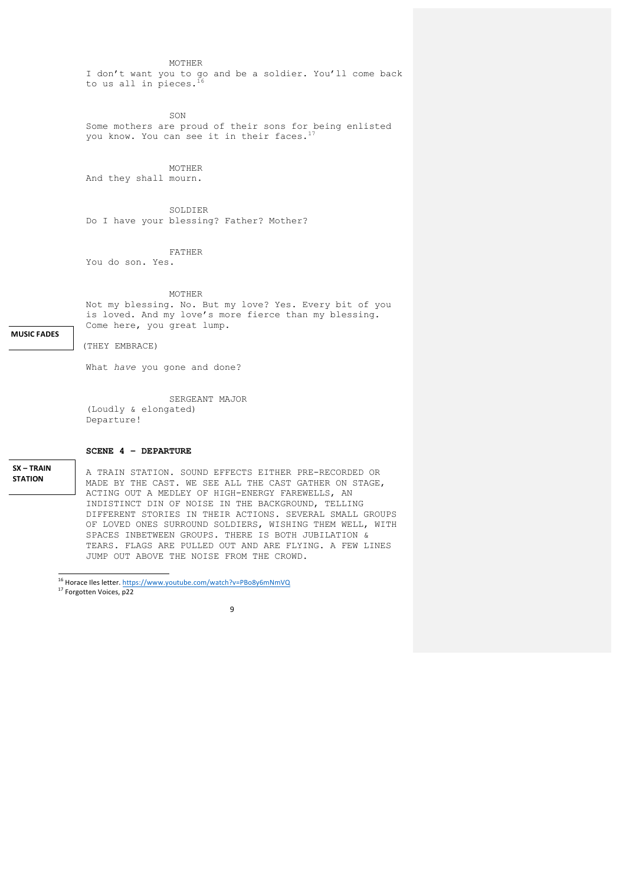MOTHER
I don't want you to go and be a soldier. You'll come back to us all in pieces.[16]

SON
Some mothers are proud of their sons for being enlisted you know. You can see it in their faces.[17]

MOTHER
And they shall mourn.

SOLDIER
Do I have your blessing? Father? Mother?

FATHER
You do son. Yes.

MOTHER
Not my blessing. No. But my love? Yes. Every bit of you is loved. And my love's more fierce than my blessing. Come here, you great lump.

**MUSIC FADES**

(THEY EMBRACE)

What *have* you gone and done?

SERGEANT MAJOR
(Loudly & elongated)
Departure!

**SCENE 4 – DEPARTURE**

**SX – TRAIN STATION**

A TRAIN STATION. SOUND EFFECTS EITHER PRE-RECORDED OR MADE BY THE CAST. WE SEE ALL THE CAST GATHER ON STAGE, ACTING OUT A MEDLEY OF HIGH-ENERGY FAREWELLS, AN INDISTINCT DIN OF NOISE IN THE BACKGROUND, TELLING DIFFERENT STORIES IN THEIR ACTIONS. SEVERAL SMALL GROUPS OF LOVED ONES SURROUND SOLDIERS, WISHING THEM WELL, WITH SPACES INBETWEEN GROUPS. THERE IS BOTH JUBILATION & TEARS. FLAGS ARE PULLED OUT AND ARE FLYING. A FEW LINES JUMP OUT ABOVE THE NOISE FROM THE CROWD.

---

[16] Horace Iles letter. https://www.youtube.com/watch?v=PBo8y6mNmVQ

[17] Forgotten Voices, p22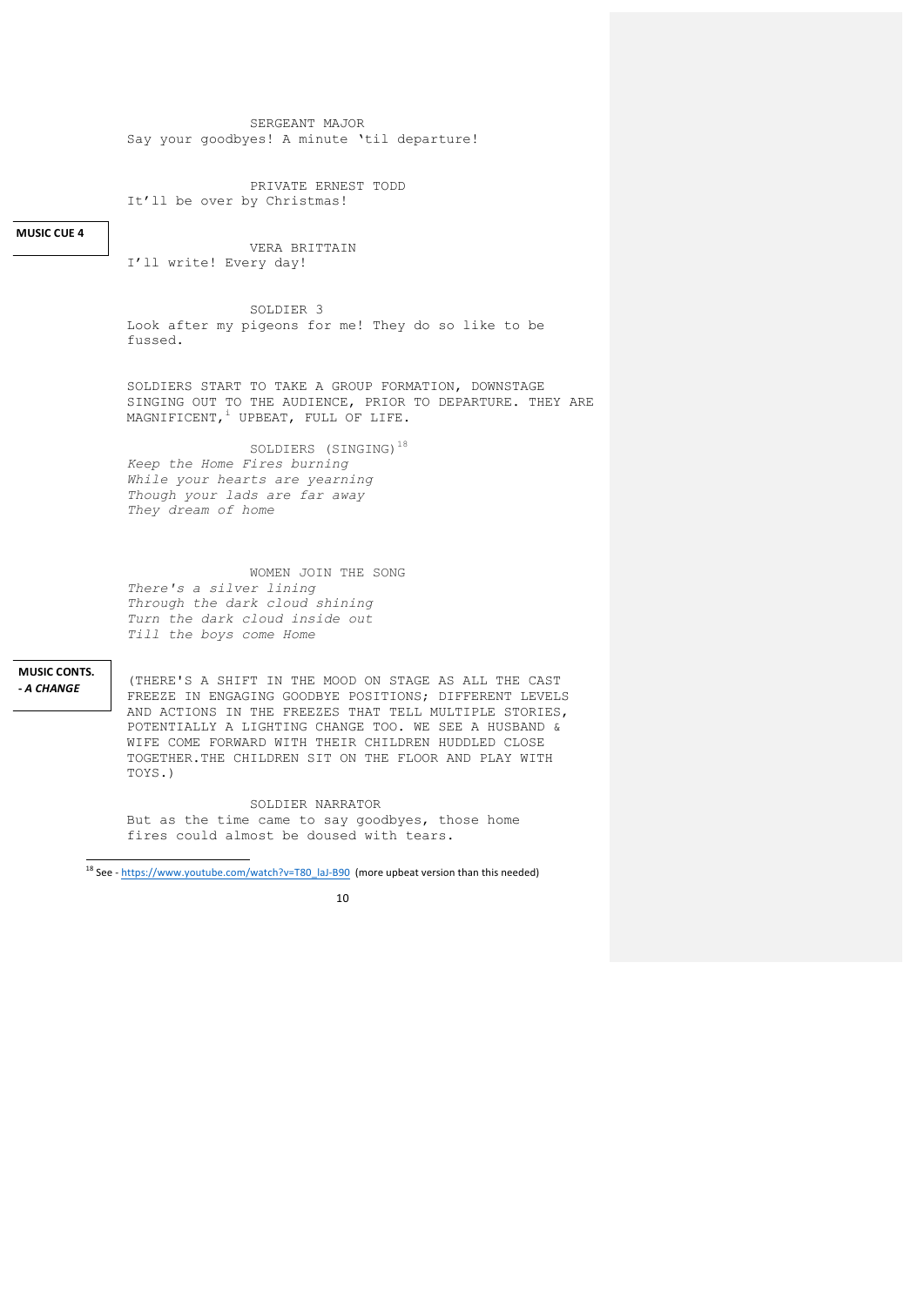SERGEANT MAJOR
Say your goodbyes! A minute 'til departure!

PRIVATE ERNEST TODD
It'll be over by Christmas!

**MUSIC CUE 4**

VERA BRITTAIN
I'll write! Every day!

SOLDIER 3
Look after my pigeons for me! They do so like to be fussed.

SOLDIERS START TO TAKE A GROUP FORMATION, DOWNSTAGE SINGING OUT TO THE AUDIENCE, PRIOR TO DEPARTURE. THEY ARE MAGNIFICENT,[i] UPBEAT, FULL OF LIFE.

SOLDIERS (SINGING)[18]
*Keep the Home Fires burning*
*While your hearts are yearning*
*Though your lads are far away*
*They dream of home*

WOMEN JOIN THE SONG
*There's a silver lining*
*Through the dark cloud shining*
*Turn the dark cloud inside out*
*Till the boys come Home*

**MUSIC CONTS. - *A CHANGE***

(THERE'S A SHIFT IN THE MOOD ON STAGE AS ALL THE CAST FREEZE IN ENGAGING GOODBYE POSITIONS; DIFFERENT LEVELS AND ACTIONS IN THE FREEZES THAT TELL MULTIPLE STORIES, POTENTIALLY A LIGHTING CHANGE TOO. WE SEE A HUSBAND & WIFE COME FORWARD WITH THEIR CHILDREN HUDDLED CLOSE TOGETHER.THE CHILDREN SIT ON THE FLOOR AND PLAY WITH TOYS.)

SOLDIER NARRATOR
But as the time came to say goodbyes, those home fires could almost be doused with tears.

---

[18] See - https://www.youtube.com/watch?v=T80_laJ-B90 (more upbeat version than this needed)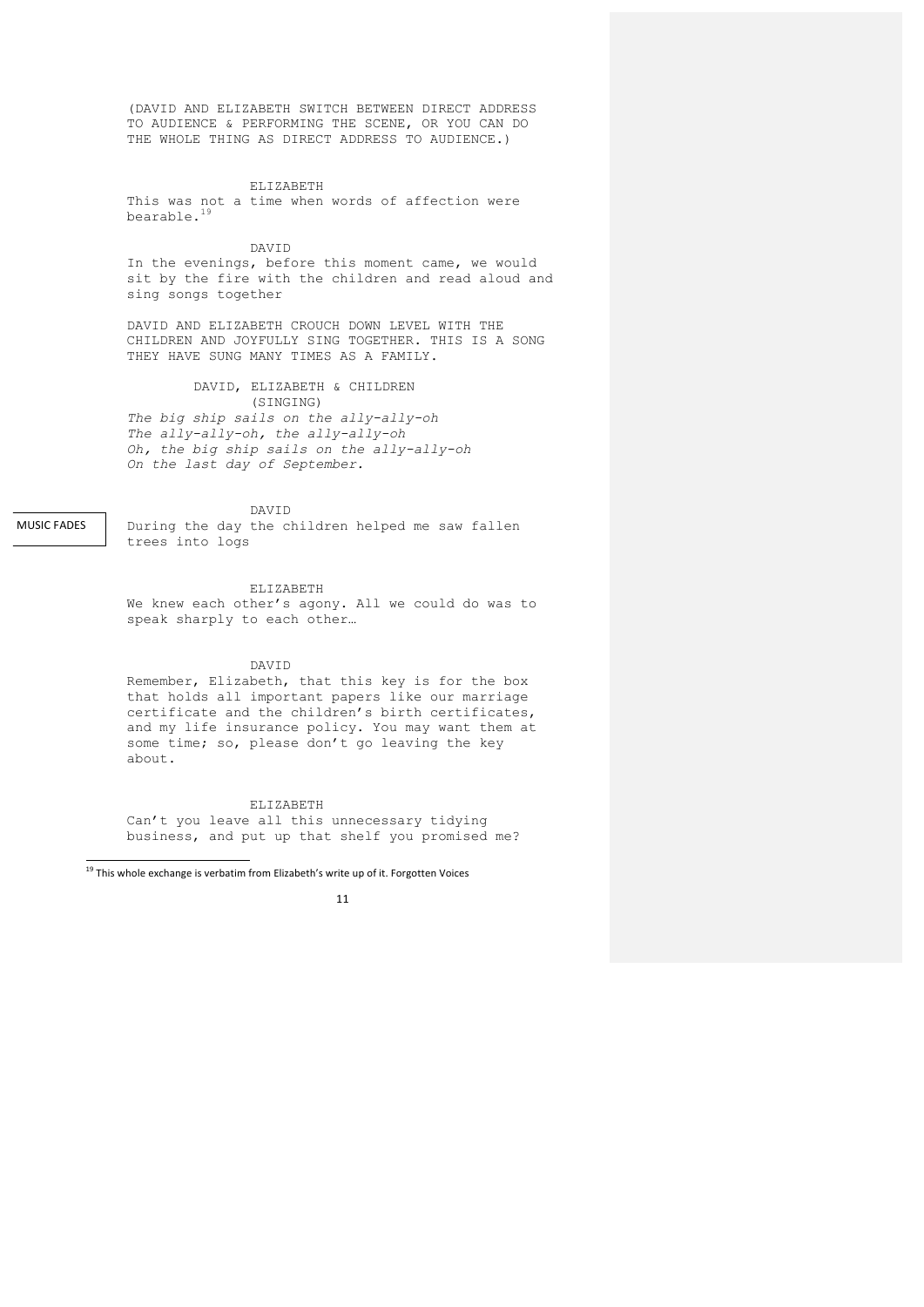(DAVID AND ELIZABETH SWITCH BETWEEN DIRECT ADDRESS TO AUDIENCE & PERFORMING THE SCENE, OR YOU CAN DO THE WHOLE THING AS DIRECT ADDRESS TO AUDIENCE.)

ELIZABETH

This was not a time when words of affection were bearable.[19]

DAVID

In the evenings, before this moment came, we would sit by the fire with the children and read aloud and sing songs together

DAVID AND ELIZABETH CROUCH DOWN LEVEL WITH THE CHILDREN AND JOYFULLY SING TOGETHER. THIS IS A SONG THEY HAVE SUNG MANY TIMES AS A FAMILY.

DAVID, ELIZABETH & CHILDREN
(SINGING)

*The big ship sails on the ally-ally-oh*
*The ally-ally-oh, the ally-ally-oh*
*Oh, the big ship sails on the ally-ally-oh*
*On the last day of September.*

MUSIC FADES

DAVID

During the day the children helped me saw fallen trees into logs

ELIZABETH

We knew each other's agony. All we could do was to speak sharply to each other…

DAVID

Remember, Elizabeth, that this key is for the box that holds all important papers like our marriage certificate and the children's birth certificates, and my life insurance policy. You may want them at some time; so, please don't go leaving the key about.

ELIZABETH

Can't you leave all this unnecessary tidying business, and put up that shelf you promised me?

[19] This whole exchange is verbatim from Elizabeth's write up of it. Forgotten Voices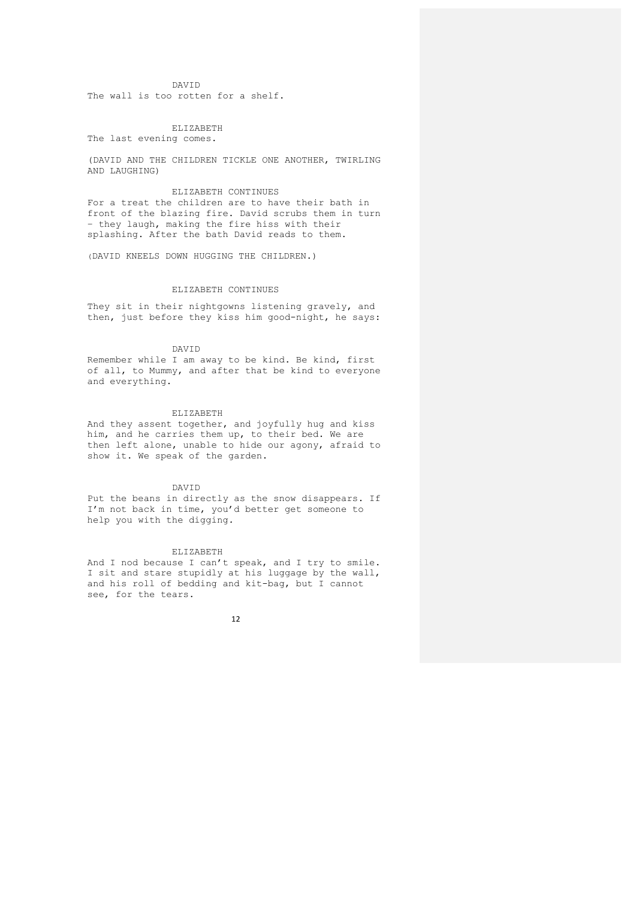DAVID

The wall is too rotten for a shelf.

ELIZABETH

The last evening comes.

(DAVID AND THE CHILDREN TICKLE ONE ANOTHER, TWIRLING AND LAUGHING)

ELIZABETH CONTINUES

For a treat the children are to have their bath in front of the blazing fire. David scrubs them in turn – they laugh, making the fire hiss with their splashing. After the bath David reads to them.

(DAVID KNEELS DOWN HUGGING THE CHILDREN.)

ELIZABETH CONTINUES

They sit in their nightgowns listening gravely, and then, just before they kiss him good-night, he says:

DAVID

Remember while I am away to be kind. Be kind, first of all, to Mummy, and after that be kind to everyone and everything.

ELIZABETH

And they assent together, and joyfully hug and kiss him, and he carries them up, to their bed. We are then left alone, unable to hide our agony, afraid to show it. We speak of the garden.

DAVID

Put the beans in directly as the snow disappears. If I'm not back in time, you'd better get someone to help you with the digging.

ELIZABETH

And I nod because I can't speak, and I try to smile. I sit and stare stupidly at his luggage by the wall, and his roll of bedding and kit-bag, but I cannot see, for the tears.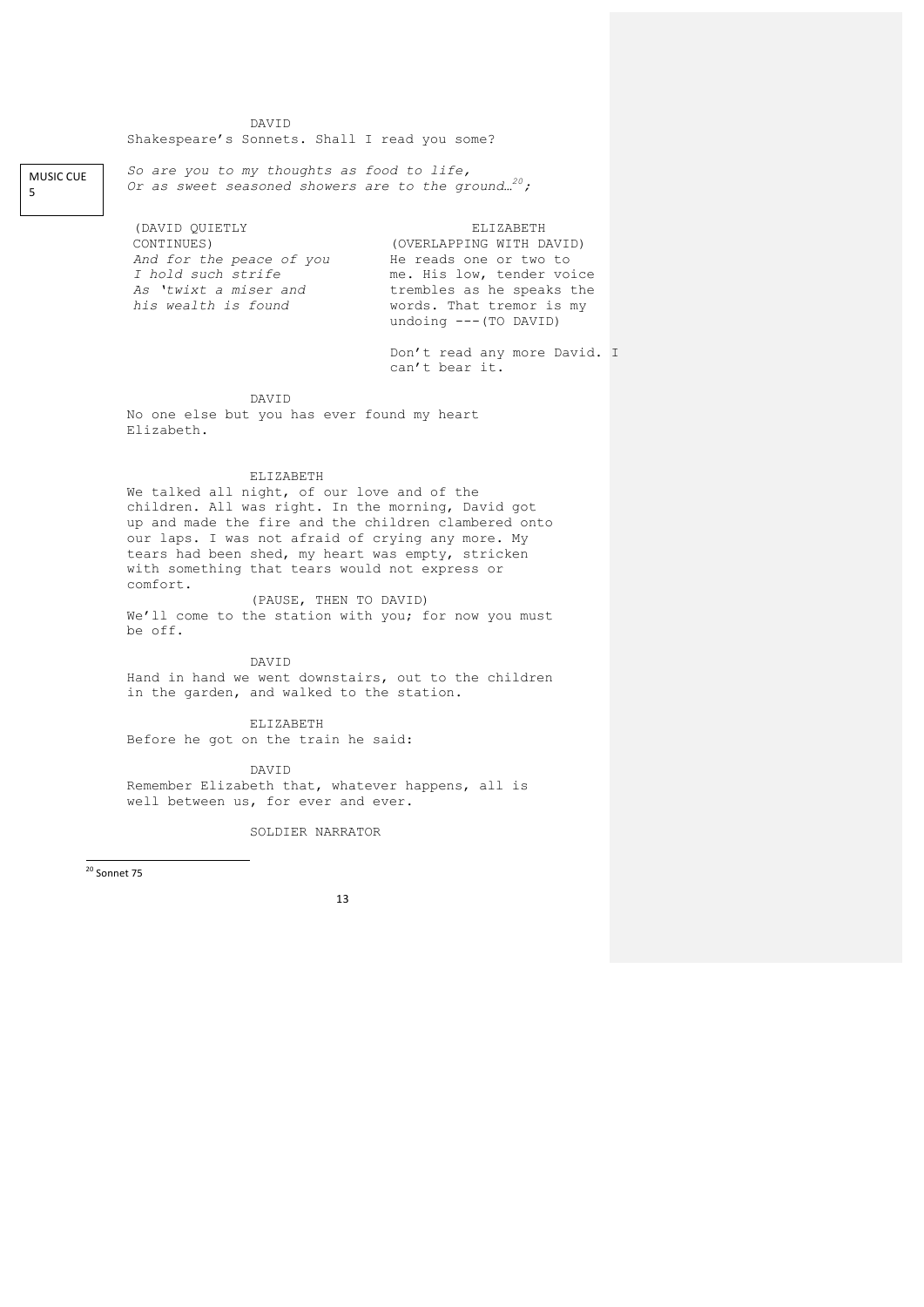DAVID

Shakespeare's Sonnets. Shall I read you some?

MUSIC CUE 5

*So are you to my thoughts as food to life,*
*Or as sweet seasoned showers are to the ground…*[20]*;*

(DAVID QUIETLY CONTINUES)

*And for the peace of you*
*I hold such strife*
*As 'twixt a miser and*
*his wealth is found*

ELIZABETH

(OVERLAPPING WITH DAVID)

He reads one or two to me. His low, tender voice trembles as he speaks the words. That tremor is my undoing ---(TO DAVID)

Don't read any more David. I can't bear it.

DAVID

No one else but you has ever found my heart Elizabeth.

ELIZABETH

We talked all night, of our love and of the children. All was right. In the morning, David got up and made the fire and the children clambered onto our laps. I was not afraid of crying any more. My tears had been shed, my heart was empty, stricken with something that tears would not express or comfort.

(PAUSE, THEN TO DAVID)

We'll come to the station with you; for now you must be off.

DAVID

Hand in hand we went downstairs, out to the children in the garden, and walked to the station.

ELIZABETH

Before he got on the train he said:

DAVID

Remember Elizabeth that, whatever happens, all is well between us, for ever and ever.

SOLDIER NARRATOR

---

[20] Sonnet 75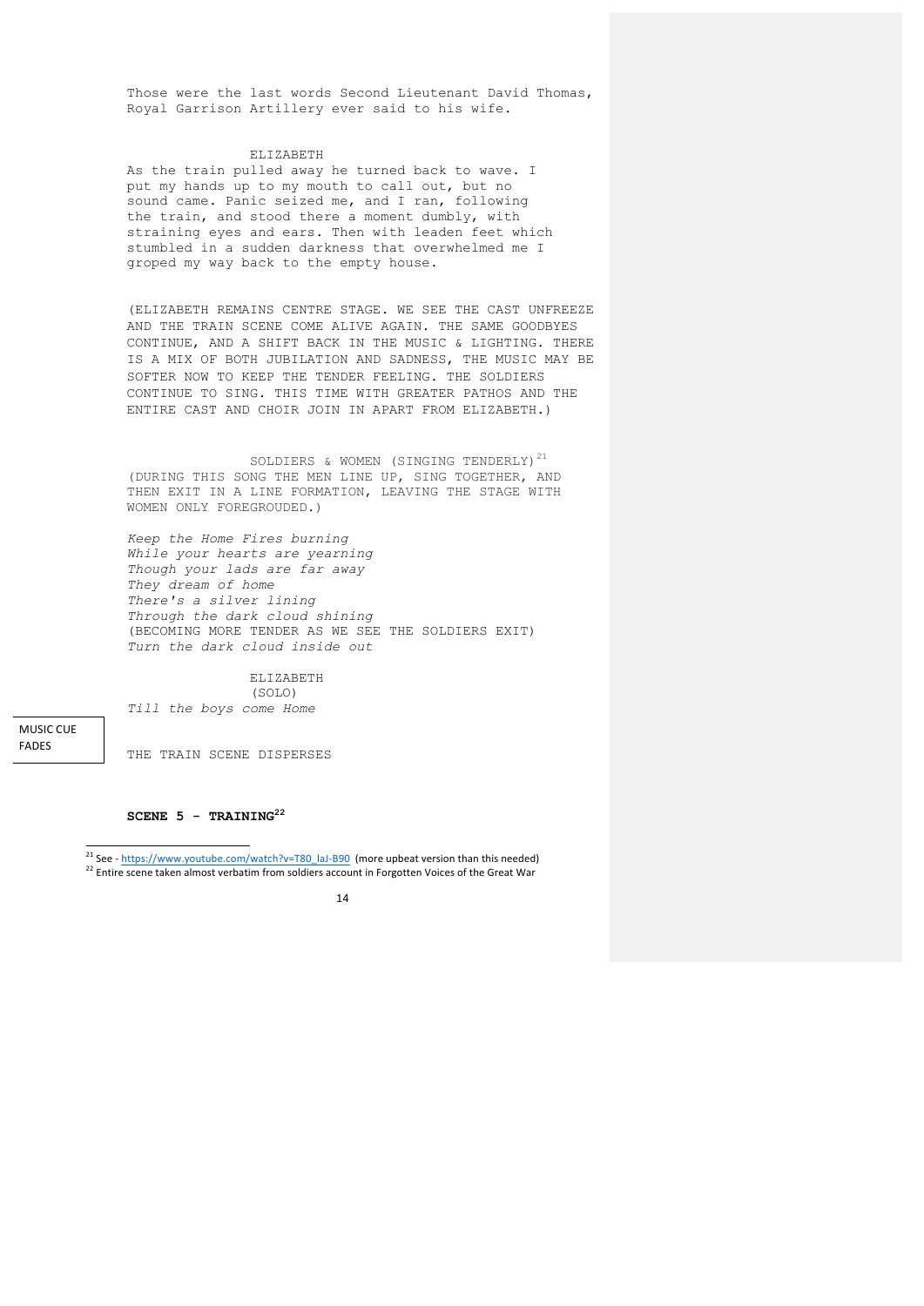Those were the last words Second Lieutenant David Thomas, Royal Garrison Artillery ever said to his wife.

ELIZABETH

As the train pulled away he turned back to wave. I put my hands up to my mouth to call out, but no sound came. Panic seized me, and I ran, following the train, and stood there a moment dumbly, with straining eyes and ears. Then with leaden feet which stumbled in a sudden darkness that overwhelmed me I groped my way back to the empty house.

(ELIZABETH REMAINS CENTRE STAGE. WE SEE THE CAST UNFREEZE AND THE TRAIN SCENE COME ALIVE AGAIN. THE SAME GOODBYES CONTINUE, AND A SHIFT BACK IN THE MUSIC & LIGHTING. THERE IS A MIX OF BOTH JUBILATION AND SADNESS, THE MUSIC MAY BE SOFTER NOW TO KEEP THE TENDER FEELING. THE SOLDIERS CONTINUE TO SING. THIS TIME WITH GREATER PATHOS AND THE ENTIRE CAST AND CHOIR JOIN IN APART FROM ELIZABETH.)

SOLDIERS & WOMEN (SINGING TENDERLY)[21]

(DURING THIS SONG THE MEN LINE UP, SING TOGETHER, AND THEN EXIT IN A LINE FORMATION, LEAVING THE STAGE WITH WOMEN ONLY FOREGROUDED.)

*Keep the Home Fires burning*
*While your hearts are yearning*
*Though your lads are far away*
*They dream of home*
*There's a silver lining*
*Through the dark cloud shining*
(BECOMING MORE TENDER AS WE SEE THE SOLDIERS EXIT)
*Turn the dark cloud inside out*

ELIZABETH
(SOLO)

*Till the boys come Home*

MUSIC CUE FADES

THE TRAIN SCENE DISPERSES

**SCENE 5 - TRAINING[22]**

[21] See - https://www.youtube.com/watch?v=T80_laJ-B90 (more upbeat version than this needed)

[22] Entire scene taken almost verbatim from soldiers account in Forgotten Voices of the Great War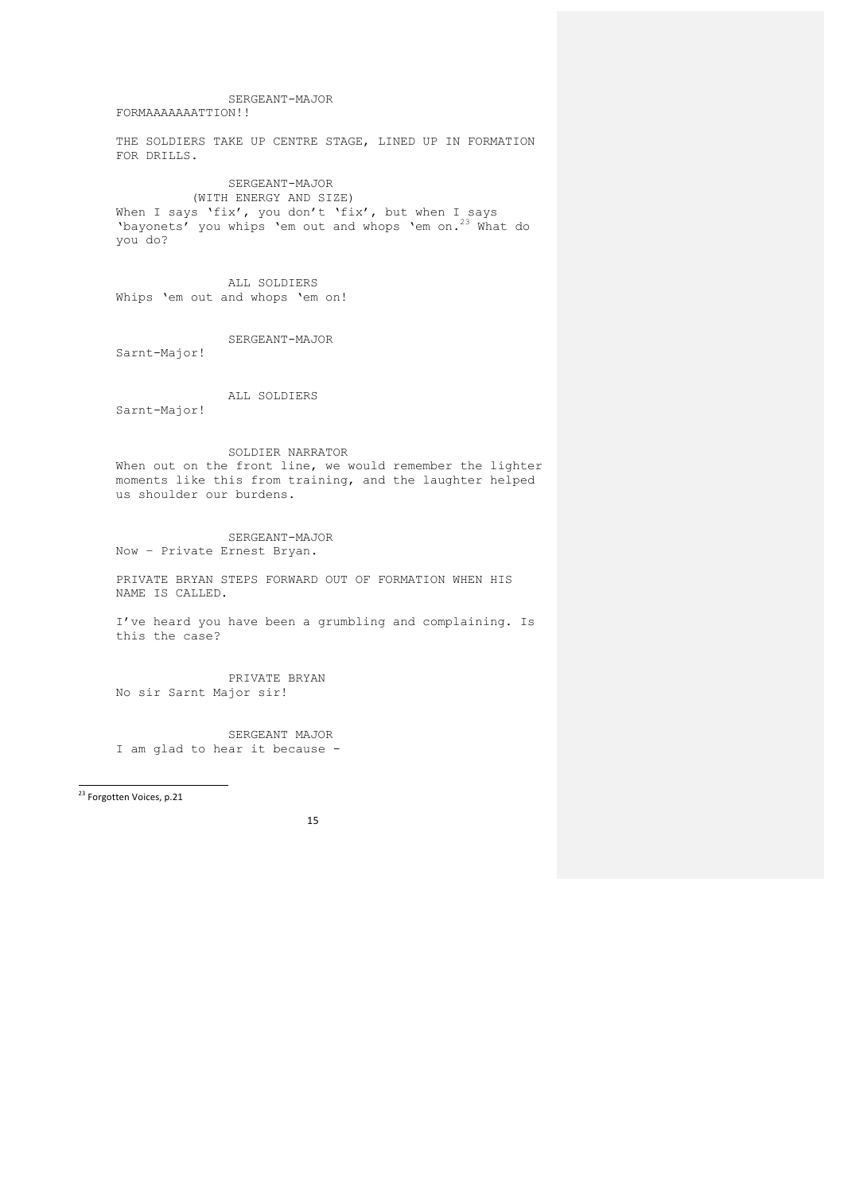SERGEANT-MAJOR

FORMAAAAAAAATTION!!

THE SOLDIERS TAKE UP CENTRE STAGE, LINED UP IN FORMATION FOR DRILLS.

SERGEANT-MAJOR

(WITH ENERGY AND SIZE)

When I says 'fix', you don't 'fix', but when I says 'bayonets' you whips 'em out and whops 'em on.[23] What do you do?

ALL SOLDIERS

Whips 'em out and whops 'em on!

SERGEANT-MAJOR

Sarnt-Major!

ALL SOLDIERS

Sarnt-Major!

SOLDIER NARRATOR

When out on the front line, we would remember the lighter moments like this from training, and the laughter helped us shoulder our burdens.

SERGEANT-MAJOR

Now – Private Ernest Bryan.

PRIVATE BRYAN STEPS FORWARD OUT OF FORMATION WHEN HIS NAME IS CALLED.

I've heard you have been a grumbling and complaining. Is this the case?

PRIVATE BRYAN

No sir Sarnt Major sir!

SERGEANT MAJOR

I am glad to hear it because -

[23] Forgotten Voices, p.21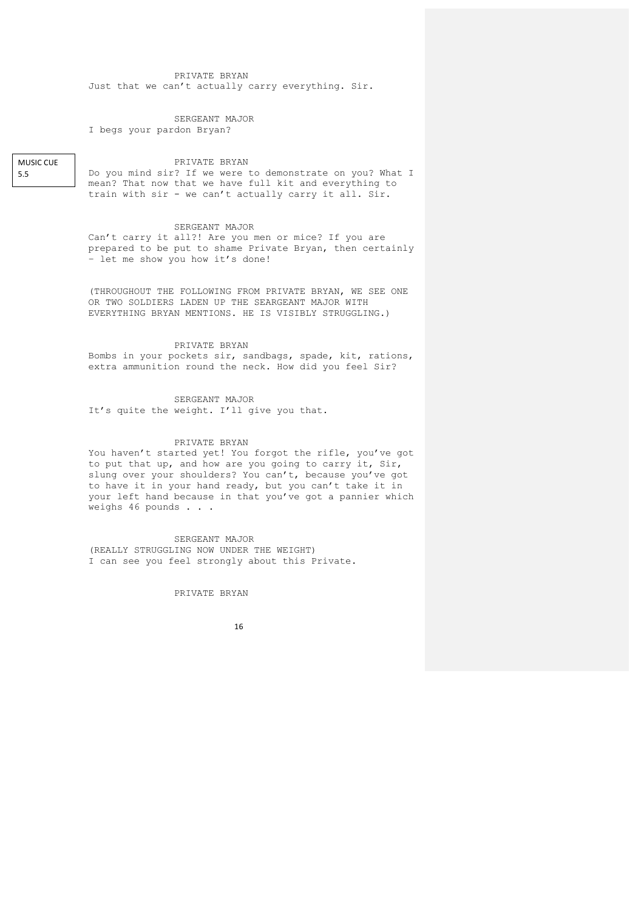PRIVATE BRYAN

Just that we can't actually carry everything. Sir.

SERGEANT MAJOR

I begs your pardon Bryan?

MUSIC CUE 5.5

PRIVATE BRYAN

Do you mind sir? If we were to demonstrate on you? What I mean? That now that we have full kit and everything to train with sir - we can't actually carry it all. Sir.

SERGEANT MAJOR

Can't carry it all?! Are you men or mice? If you are prepared to be put to shame Private Bryan, then certainly – let me show you how it's done!

(THROUGHOUT THE FOLLOWING FROM PRIVATE BRYAN, WE SEE ONE OR TWO SOLDIERS LADEN UP THE SEARGEANT MAJOR WITH EVERYTHING BRYAN MENTIONS. HE IS VISIBLY STRUGGLING.)

PRIVATE BRYAN

Bombs in your pockets sir, sandbags, spade, kit, rations, extra ammunition round the neck. How did you feel Sir?

SERGEANT MAJOR

It's quite the weight. I'll give you that.

PRIVATE BRYAN

You haven't started yet! You forgot the rifle, you've got to put that up, and how are you going to carry it, Sir, slung over your shoulders? You can't, because you've got to have it in your hand ready, but you can't take it in your left hand because in that you've got a pannier which weighs 46 pounds . . .

SERGEANT MAJOR

(REALLY STRUGGLING NOW UNDER THE WEIGHT)

I can see you feel strongly about this Private.

PRIVATE BRYAN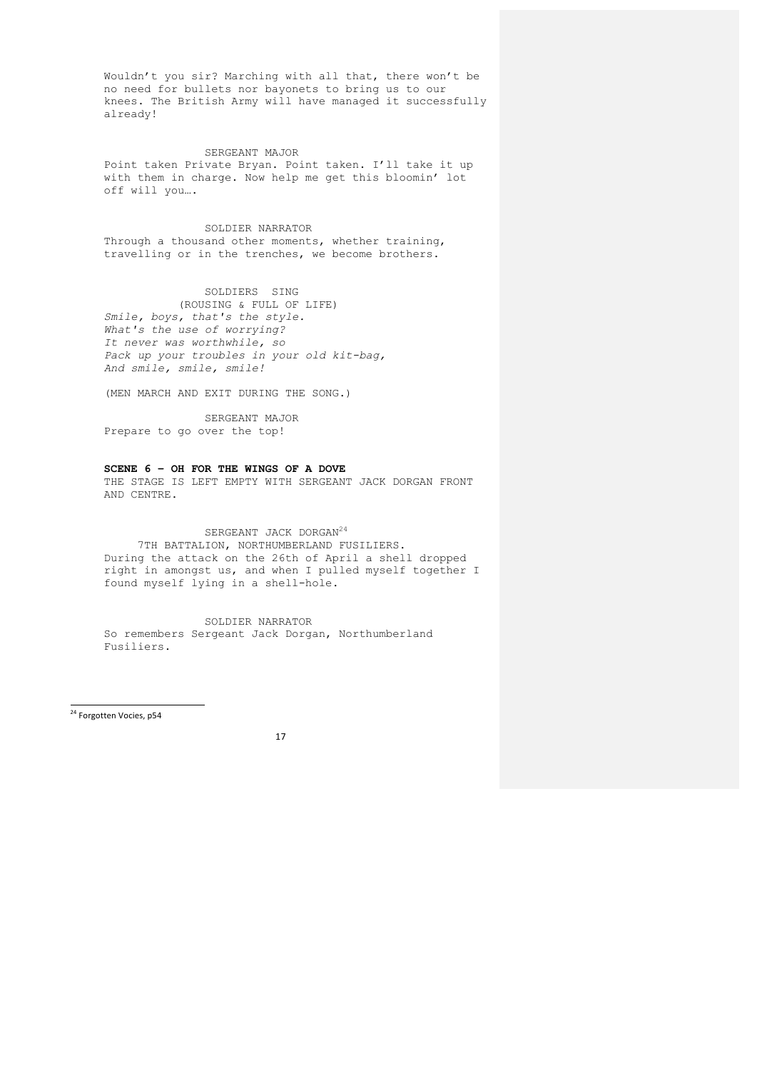Wouldn't you sir? Marching with all that, there won't be no need for bullets nor bayonets to bring us to our knees. The British Army will have managed it successfully already!

SERGEANT MAJOR
Point taken Private Bryan. Point taken. I'll take it up with them in charge. Now help me get this bloomin' lot off will you….

SOLDIER NARRATOR
Through a thousand other moments, whether training, travelling or in the trenches, we become brothers.

SOLDIERS SING
(ROUSING & FULL OF LIFE)
*Smile, boys, that's the style.*
*What's the use of worrying?*
*It never was worthwhile, so*
*Pack up your troubles in your old kit-bag,*
*And smile, smile, smile!*

(MEN MARCH AND EXIT DURING THE SONG.)

SERGEANT MAJOR
Prepare to go over the top!

**SCENE 6 – OH FOR THE WINGS OF A DOVE**

THE STAGE IS LEFT EMPTY WITH SERGEANT JACK DORGAN FRONT AND CENTRE.

SERGEANT JACK DORGAN[24]
7TH BATTALION, NORTHUMBERLAND FUSILIERS.
During the attack on the 26th of April a shell dropped right in amongst us, and when I pulled myself together I found myself lying in a shell-hole.

SOLDIER NARRATOR
So remembers Sergeant Jack Dorgan, Northumberland Fusiliers.

[24] Forgotten Vocies, p54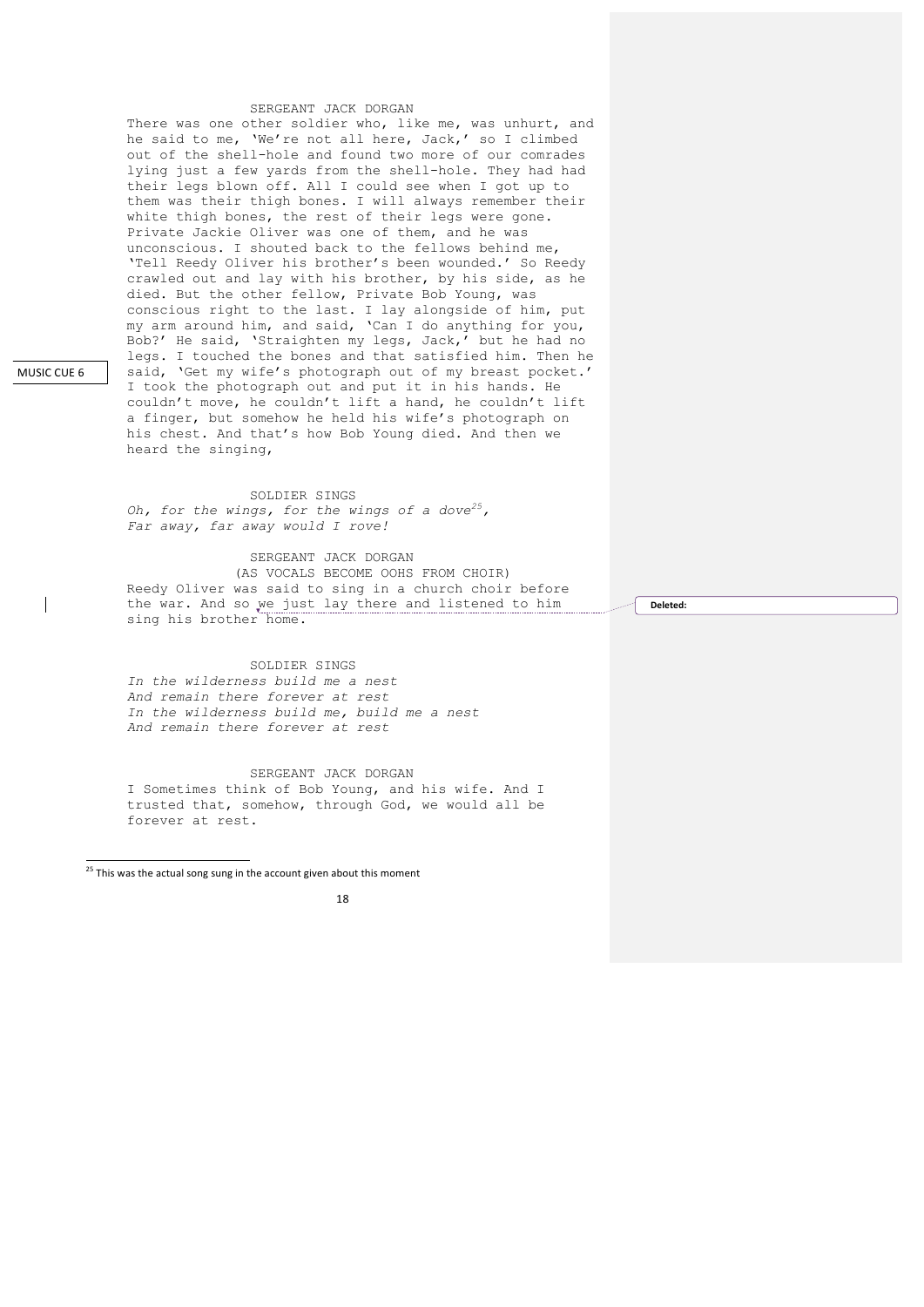SERGEANT JACK DORGAN

There was one other soldier who, like me, was unhurt, and he said to me, 'We're not all here, Jack,' so I climbed out of the shell-hole and found two more of our comrades lying just a few yards from the shell-hole. They had had their legs blown off. All I could see when I got up to them was their thigh bones. I will always remember their white thigh bones, the rest of their legs were gone. Private Jackie Oliver was one of them, and he was unconscious. I shouted back to the fellows behind me, 'Tell Reedy Oliver his brother's been wounded.' So Reedy crawled out and lay with his brother, by his side, as he died. But the other fellow, Private Bob Young, was conscious right to the last. I lay alongside of him, put my arm around him, and said, 'Can I do anything for you, Bob?' He said, 'Straighten my legs, Jack,' but he had no legs. I touched the bones and that satisfied him. Then he said, 'Get my wife's photograph out of my breast pocket.' I took the photograph out and put it in his hands. He couldn't move, he couldn't lift a hand, he couldn't lift a finger, but somehow he held his wife's photograph on his chest. And that's how Bob Young died. And then we heard the singing,

MUSIC CUE 6

SOLDIER SINGS

*Oh, for the wings, for the wings of a dove[25],*
*Far away, far away would I rove!*

SERGEANT JACK DORGAN

(AS VOCALS BECOME OOHS FROM CHOIR)

Reedy Oliver was said to sing in a church choir before the war. And so we just lay there and listened to him sing his brother home.

Deleted:

SOLDIER SINGS

*In the wilderness build me a nest*
*And remain there forever at rest*
*In the wilderness build me, build me a nest*
*And remain there forever at rest*

SERGEANT JACK DORGAN

I Sometimes think of Bob Young, and his wife. And I trusted that, somehow, through God, we would all be forever at rest.

[25] This was the actual song sung in the account given about this moment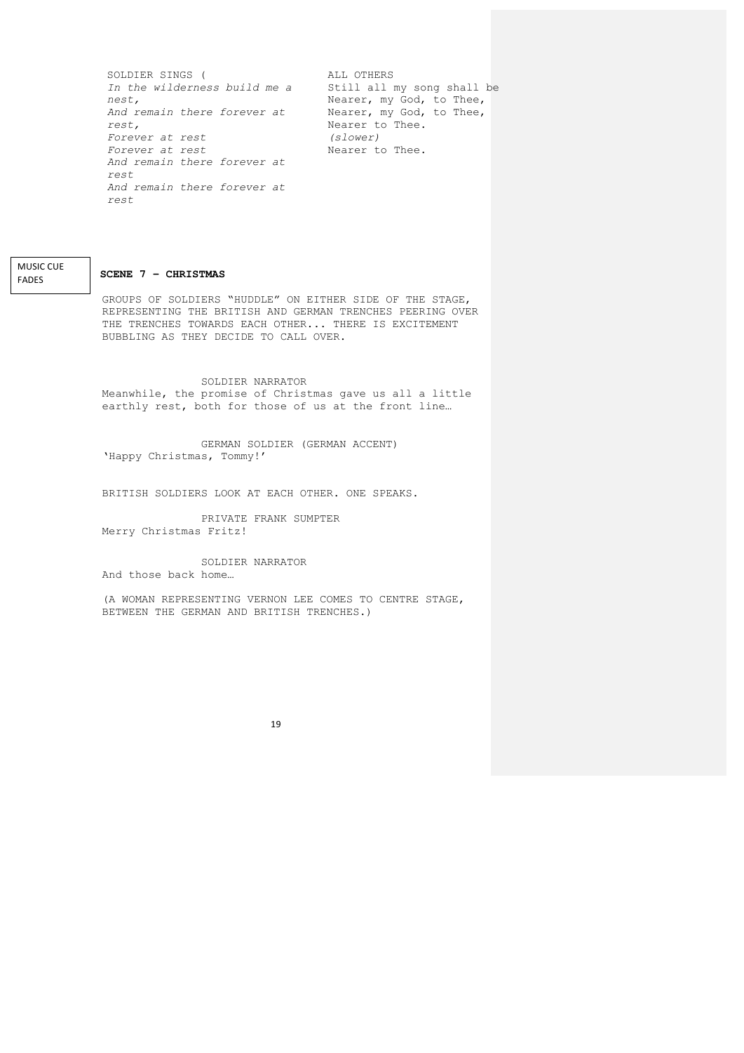SOLDIER SINGS (

*In the wilderness build me a nest,*
*And remain there forever at rest,*
*Forever at rest*
*Forever at rest*
*And remain there forever at rest*
*And remain there forever at rest*

ALL OTHERS

Still all my song shall be
Nearer, my God, to Thee,
Nearer, my God, to Thee,
Nearer to Thee.
*(slower)*
Nearer to Thee.

MUSIC CUE FADES

**SCENE 7 – CHRISTMAS**

GROUPS OF SOLDIERS "HUDDLE" ON EITHER SIDE OF THE STAGE, REPRESENTING THE BRITISH AND GERMAN TRENCHES PEERING OVER THE TRENCHES TOWARDS EACH OTHER... THERE IS EXCITEMENT BUBBLING AS THEY DECIDE TO CALL OVER.

SOLDIER NARRATOR

Meanwhile, the promise of Christmas gave us all a little earthly rest, both for those of us at the front line…

GERMAN SOLDIER (GERMAN ACCENT)

'Happy Christmas, Tommy!'

BRITISH SOLDIERS LOOK AT EACH OTHER. ONE SPEAKS.

PRIVATE FRANK SUMPTER

Merry Christmas Fritz!

SOLDIER NARRATOR

And those back home…

(A WOMAN REPRESENTING VERNON LEE COMES TO CENTRE STAGE, BETWEEN THE GERMAN AND BRITISH TRENCHES.)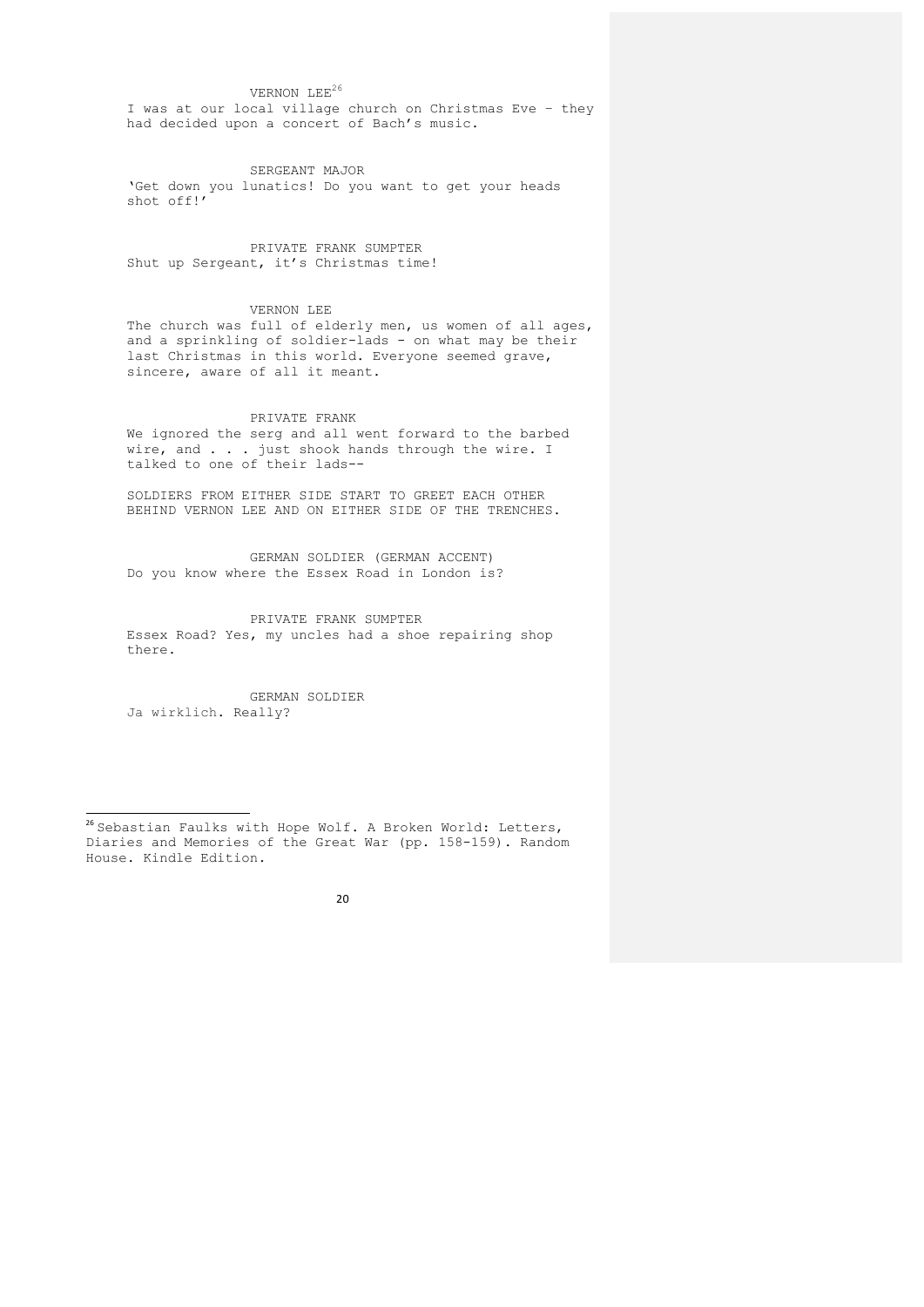VERNON LEE[26]

I was at our local village church on Christmas Eve – they had decided upon a concert of Bach's music.

SERGEANT MAJOR

'Get down you lunatics! Do you want to get your heads shot off!'

PRIVATE FRANK SUMPTER

Shut up Sergeant, it's Christmas time!

VERNON LEE

The church was full of elderly men, us women of all ages, and a sprinkling of soldier-lads - on what may be their last Christmas in this world. Everyone seemed grave, sincere, aware of all it meant.

PRIVATE FRANK

We ignored the serg and all went forward to the barbed wire, and . . . just shook hands through the wire. I talked to one of their lads--

SOLDIERS FROM EITHER SIDE START TO GREET EACH OTHER BEHIND VERNON LEE AND ON EITHER SIDE OF THE TRENCHES.

GERMAN SOLDIER (GERMAN ACCENT)

Do you know where the Essex Road in London is?

PRIVATE FRANK SUMPTER

Essex Road? Yes, my uncles had a shoe repairing shop there.

GERMAN SOLDIER

Ja wirklich. Really?

---

[26] Sebastian Faulks with Hope Wolf. A Broken World: Letters, Diaries and Memories of the Great War (pp. 158-159). Random House. Kindle Edition.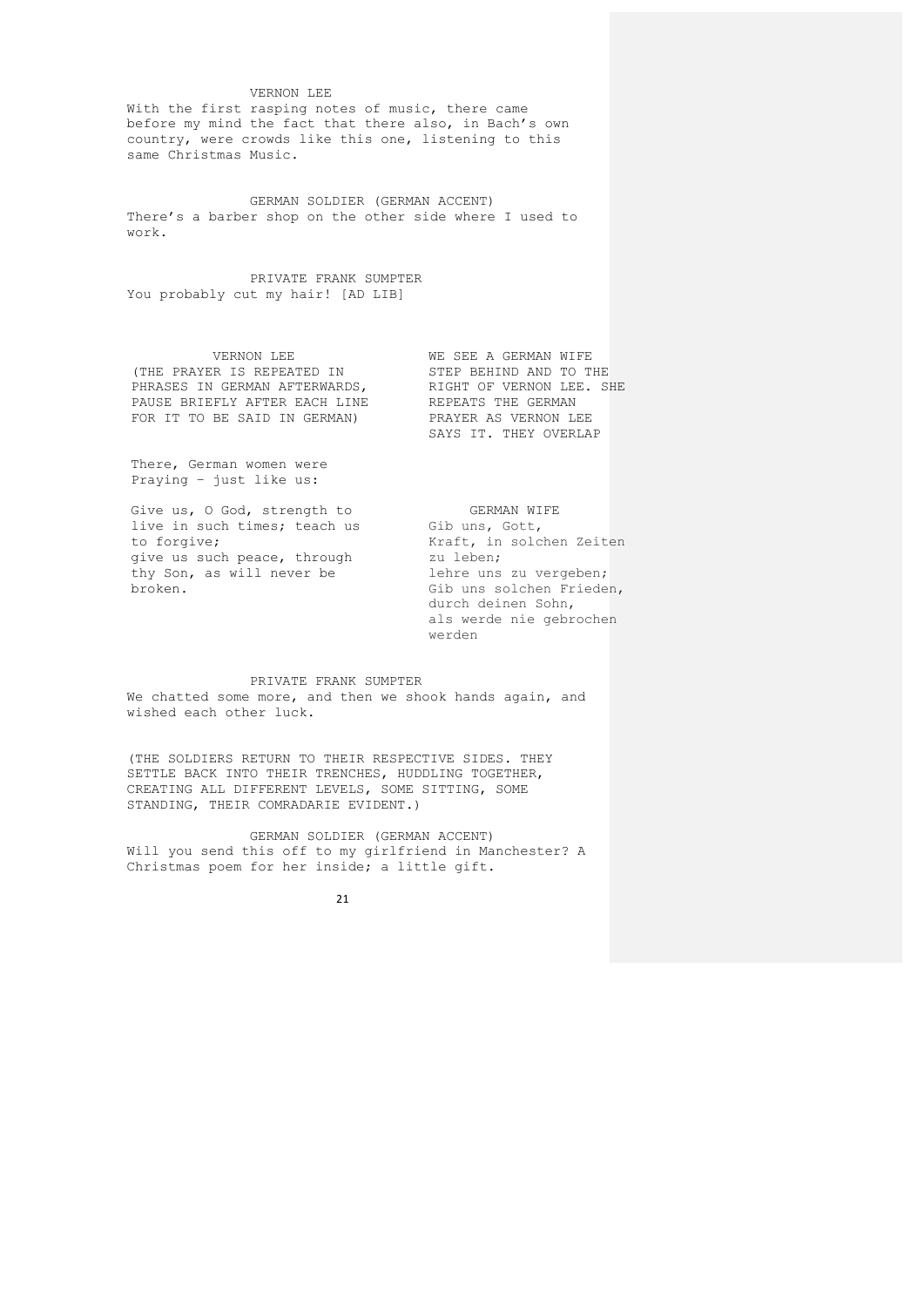VERNON LEE

With the first rasping notes of music, there came before my mind the fact that there also, in Bach's own country, were crowds like this one, listening to this same Christmas Music.

GERMAN SOLDIER (GERMAN ACCENT)

There's a barber shop on the other side where I used to work.

PRIVATE FRANK SUMPTER

You probably cut my hair! [AD LIB]

VERNON LEE

(THE PRAYER IS REPEATED IN PHRASES IN GERMAN AFTERWARDS, PAUSE BRIEFLY AFTER EACH LINE FOR IT TO BE SAID IN GERMAN)

WE SEE A GERMAN WIFE STEP BEHIND AND TO THE RIGHT OF VERNON LEE. SHE REPEATS THE GERMAN PRAYER AS VERNON LEE SAYS IT. THEY OVERLAP

There, German women were Praying – just like us:

Give us, O God, strength to live in such times; teach us to forgive;
give us such peace, through thy Son, as will never be broken.

GERMAN WIFE

Gib uns, Gott,
Kraft, in solchen Zeiten zu leben;
lehre uns zu vergeben;
Gib uns solchen Frieden,
durch deinen Sohn,
als werde nie gebrochen werden

PRIVATE FRANK SUMPTER

We chatted some more, and then we shook hands again, and wished each other luck.

(THE SOLDIERS RETURN TO THEIR RESPECTIVE SIDES. THEY SETTLE BACK INTO THEIR TRENCHES, HUDDLING TOGETHER, CREATING ALL DIFFERENT LEVELS, SOME SITTING, SOME STANDING, THEIR COMRADARIE EVIDENT.)

GERMAN SOLDIER (GERMAN ACCENT)

Will you send this off to my girlfriend in Manchester? A Christmas poem for her inside; a little gift.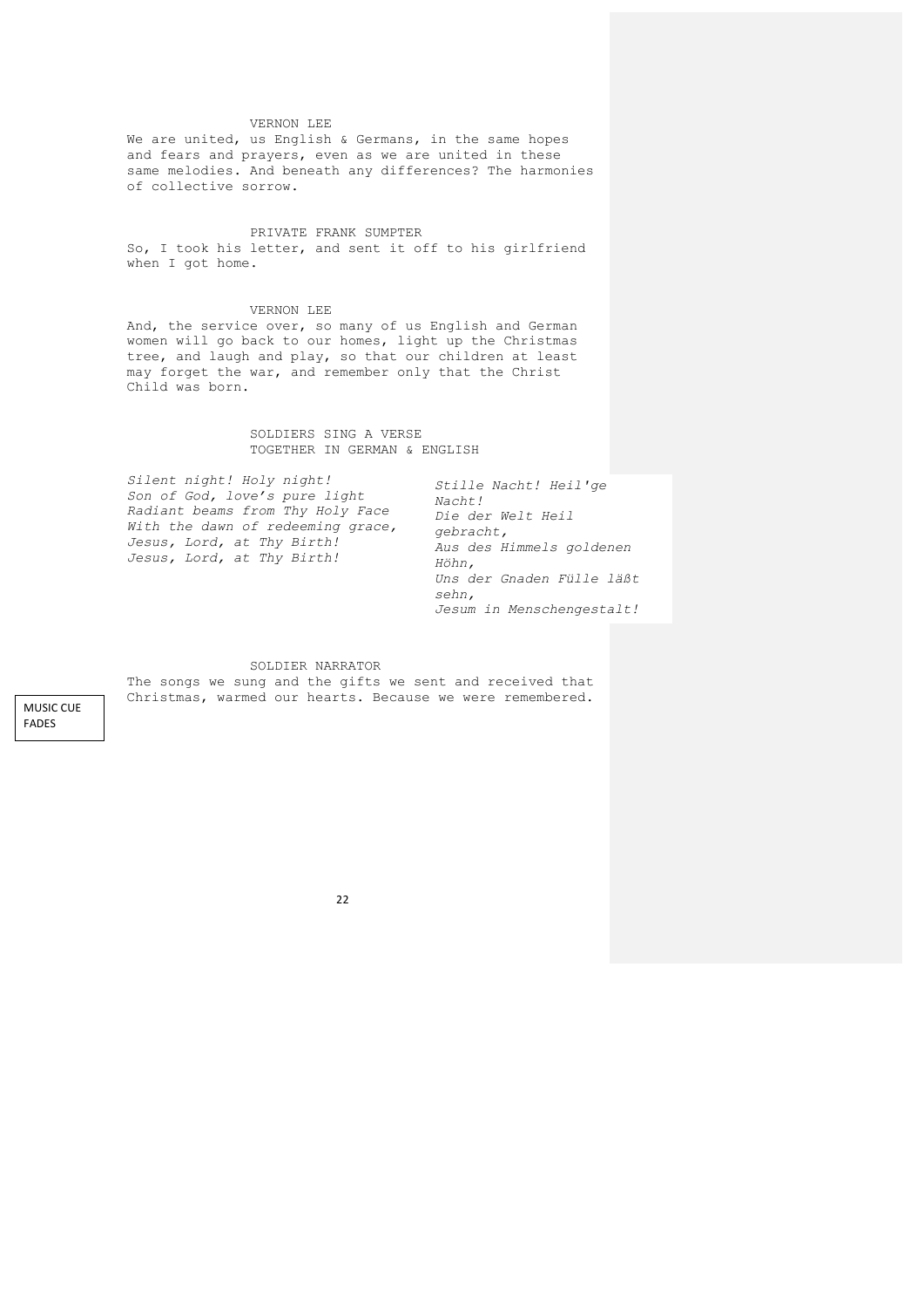VERNON LEE

We are united, us English & Germans, in the same hopes and fears and prayers, even as we are united in these same melodies. And beneath any differences? The harmonies of collective sorrow.

PRIVATE FRANK SUMPTER

So, I took his letter, and sent it off to his girlfriend when I got home.

VERNON LEE

And, the service over, so many of us English and German women will go back to our homes, light up the Christmas tree, and laugh and play, so that our children at least may forget the war, and remember only that the Christ Child was born.

SOLDIERS SING A VERSE TOGETHER IN GERMAN & ENGLISH

*Silent night! Holy night!*
*Son of God, love's pure light*
*Radiant beams from Thy Holy Face*
*With the dawn of redeeming grace,*
*Jesus, Lord, at Thy Birth!*
*Jesus, Lord, at Thy Birth!*

*Stille Nacht! Heil'ge Nacht!*
*Die der Welt Heil gebracht,*
*Aus des Himmels goldenen Höhn,*
*Uns der Gnaden Fülle läßt sehn,*
*Jesum in Menschengestalt!*

SOLDIER NARRATOR

The songs we sung and the gifts we sent and received that Christmas, warmed our hearts. Because we were remembered.

MUSIC CUE FADES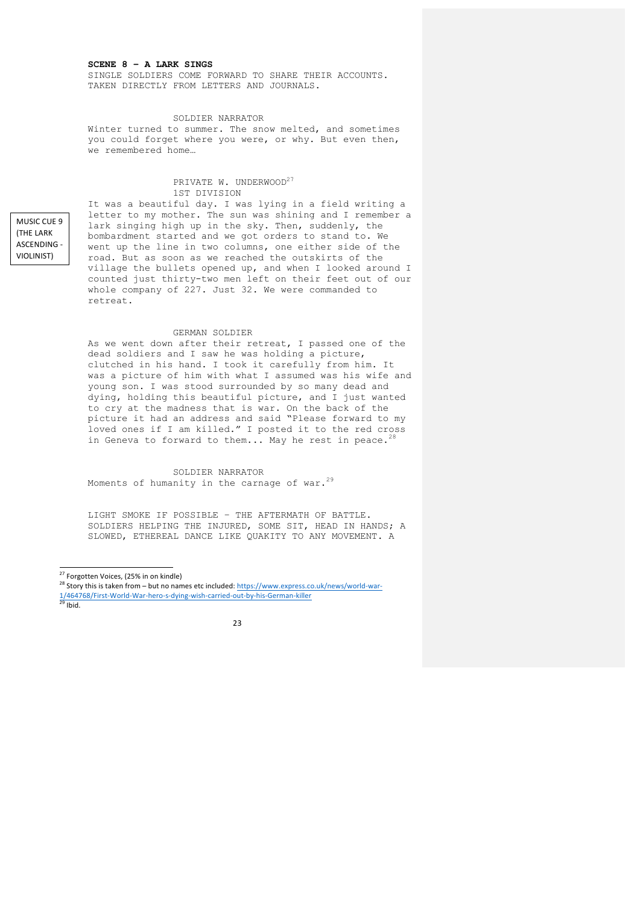**SCENE 8 – A LARK SINGS**

SINGLE SOLDIERS COME FORWARD TO SHARE THEIR ACCOUNTS. TAKEN DIRECTLY FROM LETTERS AND JOURNALS.

SOLDIER NARRATOR

Winter turned to summer. The snow melted, and sometimes you could forget where you were, or why. But even then, we remembered home…

PRIVATE W. UNDERWOOD[27]
1ST DIVISION

MUSIC CUE 9 (THE LARK ASCENDING - VIOLINIST)

It was a beautiful day. I was lying in a field writing a letter to my mother. The sun was shining and I remember a lark singing high up in the sky. Then, suddenly, the bombardment started and we got orders to stand to. We went up the line in two columns, one either side of the road. But as soon as we reached the outskirts of the village the bullets opened up, and when I looked around I counted just thirty-two men left on their feet out of our whole company of 227. Just 32. We were commanded to retreat.

GERMAN SOLDIER

As we went down after their retreat, I passed one of the dead soldiers and I saw he was holding a picture, clutched in his hand. I took it carefully from him. It was a picture of him with what I assumed was his wife and young son. I was stood surrounded by so many dead and dying, holding this beautiful picture, and I just wanted to cry at the madness that is war. On the back of the picture it had an address and said "Please forward to my loved ones if I am killed." I posted it to the red cross in Geneva to forward to them... May he rest in peace.[28]

SOLDIER NARRATOR

Moments of humanity in the carnage of war.[29]

LIGHT SMOKE IF POSSIBLE – THE AFTERMATH OF BATTLE. SOLDIERS HELPING THE INJURED, SOME SIT, HEAD IN HANDS; A SLOWED, ETHEREAL DANCE LIKE QUAKITY TO ANY MOVEMENT. A

---

[27] Forgotten Voices, (25% in on kindle)

[28] Story this is taken from – but no names etc included: https://www.express.co.uk/news/world-war-1/464768/First-World-War-hero-s-dying-wish-carried-out-by-his-German-killer

[29] Ibid.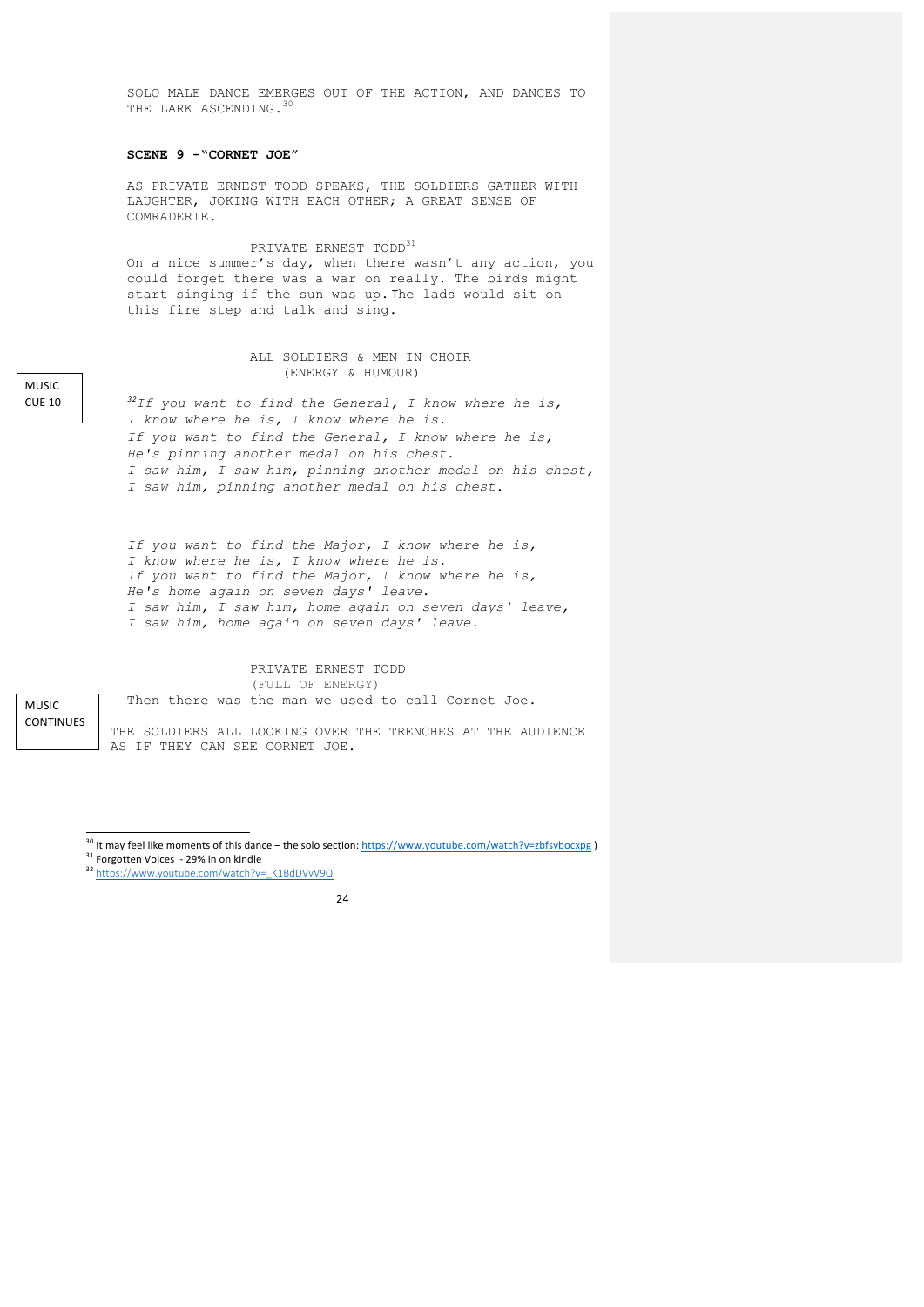SOLO MALE DANCE EMERGES OUT OF THE ACTION, AND DANCES TO THE LARK ASCENDING.[30]

**SCENE 9 –"CORNET JOE"**

AS PRIVATE ERNEST TODD SPEAKS, THE SOLDIERS GATHER WITH LAUGHTER, JOKING WITH EACH OTHER; A GREAT SENSE OF COMRADERIE.

PRIVATE ERNEST TODD[31]

On a nice summer's day, when there wasn't any action, you could forget there was a war on really. The birds might start singing if the sun was up. The lads would sit on this fire step and talk and sing.

ALL SOLDIERS & MEN IN CHOIR
(ENERGY & HUMOUR)

MUSIC CUE 10

[32]*If you want to find the General, I know where he is,*
*I know where he is, I know where he is.*
*If you want to find the General, I know where he is,*
*He's pinning another medal on his chest.*
*I saw him, I saw him, pinning another medal on his chest,*
*I saw him, pinning another medal on his chest.*

*If you want to find the Major, I know where he is,*
*I know where he is, I know where he is.*
*If you want to find the Major, I know where he is,*
*He's home again on seven days' leave.*
*I saw him, I saw him, home again on seven days' leave,*
*I saw him, home again on seven days' leave.*

PRIVATE ERNEST TODD
(FULL OF ENERGY)

MUSIC CONTINUES

Then there was the man we used to call Cornet Joe.

THE SOLDIERS ALL LOOKING OVER THE TRENCHES AT THE AUDIENCE AS IF THEY CAN SEE CORNET JOE.

---

[30] It may feel like moments of this dance – the solo section: https://www.youtube.com/watch?v=zbfsvbocxpg )

[31] Forgotten Voices - 29% in on kindle

[32] https://www.youtube.com/watch?v=_K1BdDVvV9Q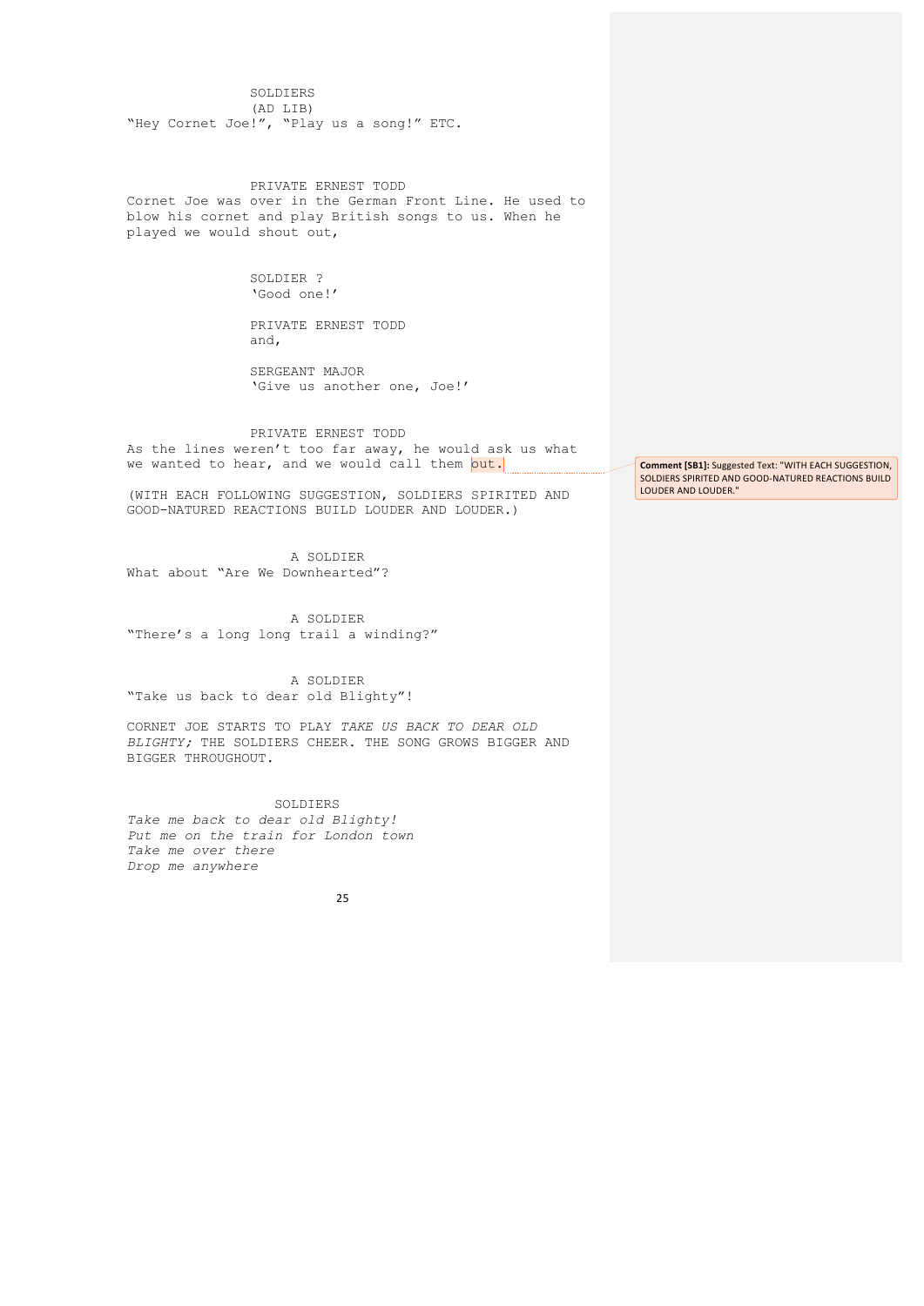SOLDIERS
(AD LIB)
"Hey Cornet Joe!", "Play us a song!" ETC.

PRIVATE ERNEST TODD
Cornet Joe was over in the German Front Line. He used to blow his cornet and play British songs to us. When he played we would shout out,

SOLDIER ?
'Good one!'

PRIVATE ERNEST TODD
and,

SERGEANT MAJOR
'Give us another one, Joe!'

PRIVATE ERNEST TODD
As the lines weren't too far away, he would ask us what we wanted to hear, and we would call them out.

**Comment [SB1]:** Suggested Text: "WITH EACH SUGGESTION, SOLDIERS SPIRITED AND GOOD-NATURED REACTIONS BUILD LOUDER AND LOUDER."

(WITH EACH FOLLOWING SUGGESTION, SOLDIERS SPIRITED AND GOOD-NATURED REACTIONS BUILD LOUDER AND LOUDER.)

A SOLDIER
What about "Are We Downhearted"?

A SOLDIER
"There's a long long trail a winding?"

A SOLDIER
"Take us back to dear old Blighty"!

CORNET JOE STARTS TO PLAY *TAKE US BACK TO DEAR OLD BLIGHTY;* THE SOLDIERS CHEER. THE SONG GROWS BIGGER AND BIGGER THROUGHOUT.

SOLDIERS
*Take me back to dear old Blighty!*
*Put me on the train for London town*
*Take me over there*
*Drop me anywhere*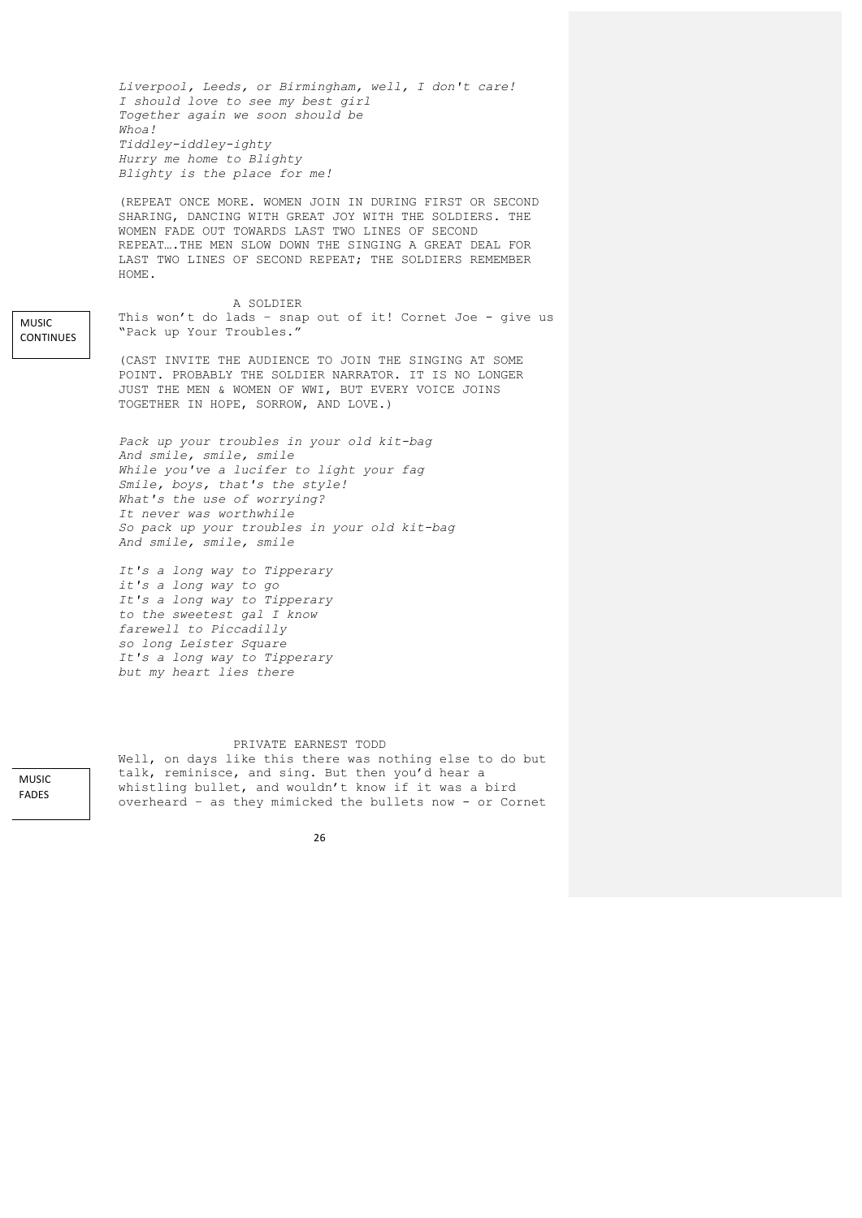*Liverpool, Leeds, or Birmingham, well, I don't care!*
*I should love to see my best girl*
*Together again we soon should be*
*Whoa!*
*Tiddley-iddley-ighty*
*Hurry me home to Blighty*
*Blighty is the place for me!*

(REPEAT ONCE MORE. WOMEN JOIN IN DURING FIRST OR SECOND SHARING, DANCING WITH GREAT JOY WITH THE SOLDIERS. THE WOMEN FADE OUT TOWARDS LAST TWO LINES OF SECOND REPEAT….THE MEN SLOW DOWN THE SINGING A GREAT DEAL FOR LAST TWO LINES OF SECOND REPEAT; THE SOLDIERS REMEMBER HOME.

MUSIC CONTINUES

A SOLDIER

This won't do lads – snap out of it! Cornet Joe - give us "Pack up Your Troubles."

(CAST INVITE THE AUDIENCE TO JOIN THE SINGING AT SOME POINT. PROBABLY THE SOLDIER NARRATOR. IT IS NO LONGER JUST THE MEN & WOMEN OF WWI, BUT EVERY VOICE JOINS TOGETHER IN HOPE, SORROW, AND LOVE.)

*Pack up your troubles in your old kit-bag*
*And smile, smile, smile*
*While you've a lucifer to light your fag*
*Smile, boys, that's the style!*
*What's the use of worrying?*
*It never was worthwhile*
*So pack up your troubles in your old kit-bag*
*And smile, smile, smile*

*It's a long way to Tipperary*
*it's a long way to go*
*It's a long way to Tipperary*
*to the sweetest gal I know*
*farewell to Piccadilly*
*so long Leister Square*
*It's a long way to Tipperary*
*but my heart lies there*

MUSIC FADES

PRIVATE EARNEST TODD

Well, on days like this there was nothing else to do but talk, reminisce, and sing. But then you'd hear a whistling bullet, and wouldn't know if it was a bird overheard – as they mimicked the bullets now - or Cornet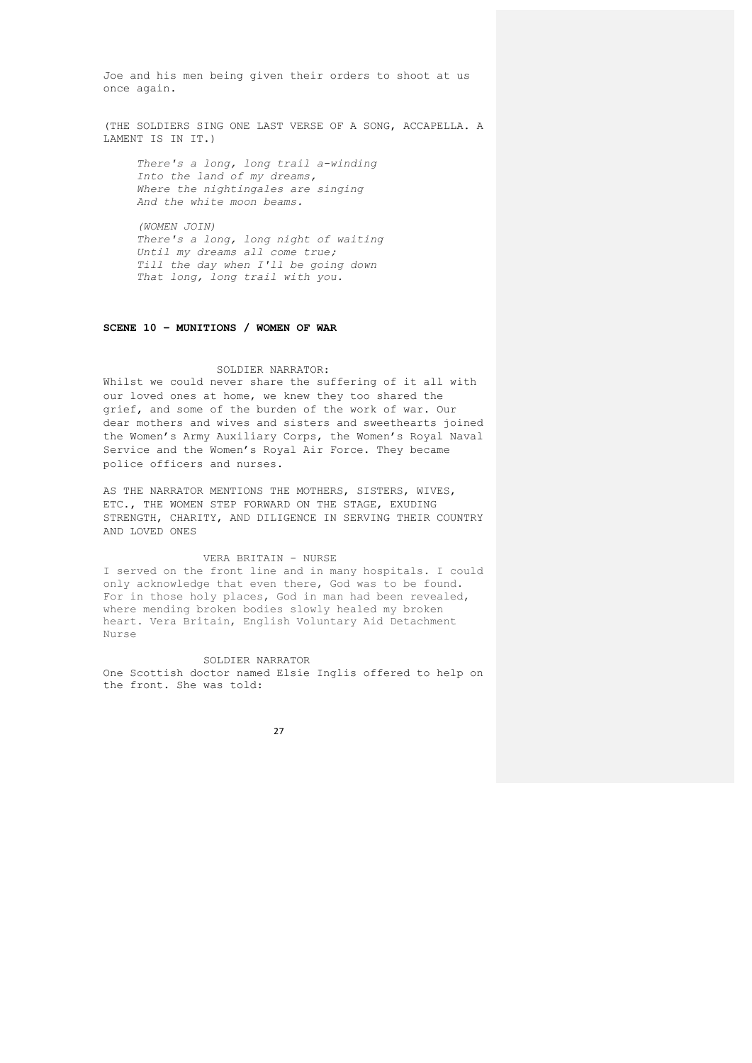Joe and his men being given their orders to shoot at us once again.

(THE SOLDIERS SING ONE LAST VERSE OF A SONG, ACCAPELLA. A LAMENT IS IN IT.)

> *There's a long, long trail a-winding*
> *Into the land of my dreams,*
> *Where the nightingales are singing*
> *And the white moon beams.*
>
> *(WOMEN JOIN)*
> *There's a long, long night of waiting*
> *Until my dreams all come true;*
> *Till the day when I'll be going down*
> *That long, long trail with you.*

**SCENE 10 – MUNITIONS / WOMEN OF WAR**

SOLDIER NARRATOR:

Whilst we could never share the suffering of it all with our loved ones at home, we knew they too shared the grief, and some of the burden of the work of war. Our dear mothers and wives and sisters and sweethearts joined the Women's Army Auxiliary Corps, the Women's Royal Naval Service and the Women's Royal Air Force. They became police officers and nurses.

AS THE NARRATOR MENTIONS THE MOTHERS, SISTERS, WIVES, ETC., THE WOMEN STEP FORWARD ON THE STAGE, EXUDING STRENGTH, CHARITY, AND DILIGENCE IN SERVING THEIR COUNTRY AND LOVED ONES

VERA BRITAIN - NURSE

I served on the front line and in many hospitals. I could only acknowledge that even there, God was to be found. For in those holy places, God in man had been revealed, where mending broken bodies slowly healed my broken heart. Vera Britain, English Voluntary Aid Detachment Nurse

SOLDIER NARRATOR

One Scottish doctor named Elsie Inglis offered to help on the front. She was told: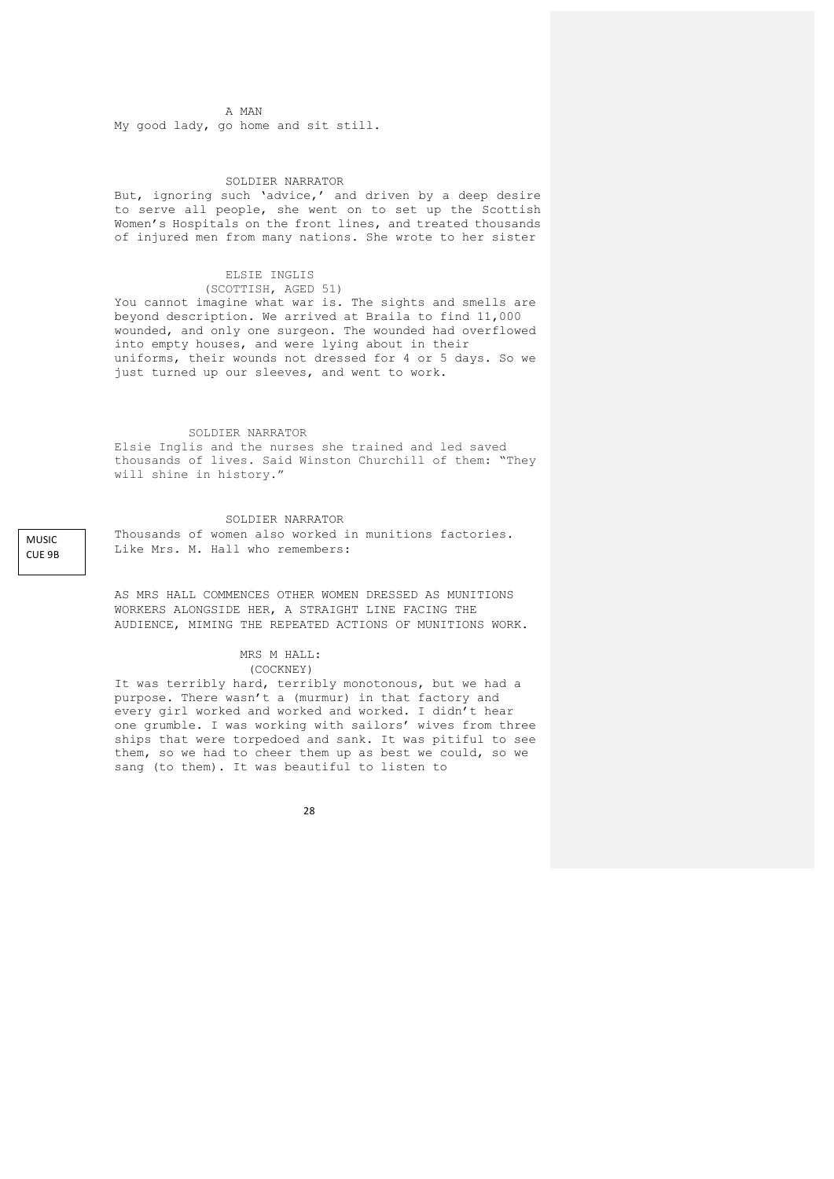A MAN

My good lady, go home and sit still.

SOLDIER NARRATOR

But, ignoring such 'advice,' and driven by a deep desire to serve all people, she went on to set up the Scottish Women's Hospitals on the front lines, and treated thousands of injured men from many nations. She wrote to her sister

ELSIE INGLIS
(SCOTTISH, AGED 51)

You cannot imagine what war is. The sights and smells are beyond description. We arrived at Braila to find 11,000 wounded, and only one surgeon. The wounded had overflowed into empty houses, and were lying about in their uniforms, their wounds not dressed for 4 or 5 days. So we just turned up our sleeves, and went to work.

SOLDIER NARRATOR

Elsie Inglis and the nurses she trained and led saved thousands of lives. Said Winston Churchill of them: "They will shine in history."

MUSIC CUE 9B

SOLDIER NARRATOR

Thousands of women also worked in munitions factories. Like Mrs. M. Hall who remembers:

AS MRS HALL COMMENCES OTHER WOMEN DRESSED AS MUNITIONS WORKERS ALONGSIDE HER, A STRAIGHT LINE FACING THE AUDIENCE, MIMING THE REPEATED ACTIONS OF MUNITIONS WORK.

MRS M HALL:
(COCKNEY)

It was terribly hard, terribly monotonous, but we had a purpose. There wasn't a (murmur) in that factory and every girl worked and worked and worked. I didn't hear one grumble. I was working with sailors' wives from three ships that were torpedoed and sank. It was pitiful to see them, so we had to cheer them up as best we could, so we sang (to them). It was beautiful to listen to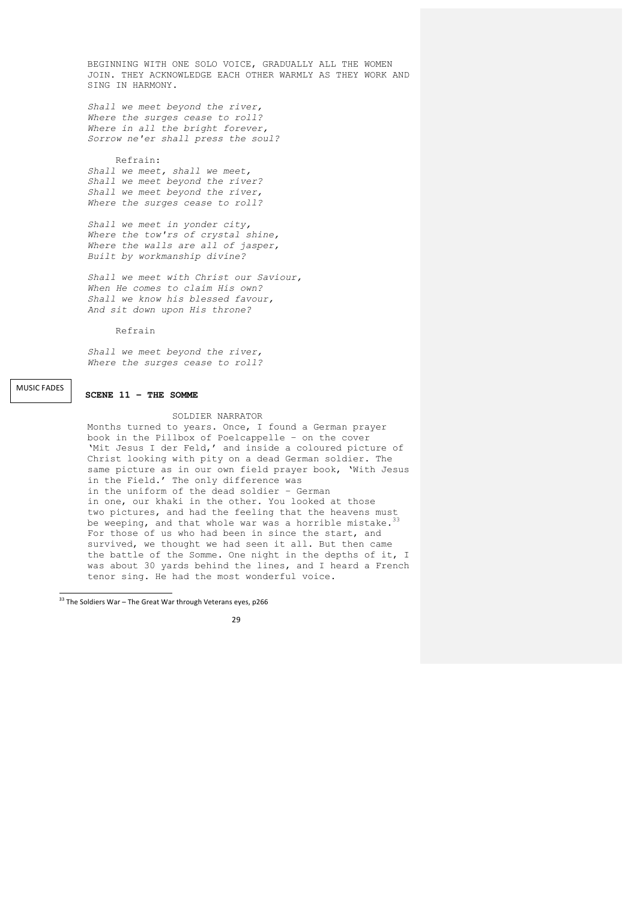BEGINNING WITH ONE SOLO VOICE, GRADUALLY ALL THE WOMEN JOIN. THEY ACKNOWLEDGE EACH OTHER WARMLY AS THEY WORK AND SING IN HARMONY.

*Shall we meet beyond the river,*
*Where the surges cease to roll?*
*Where in all the bright forever,*
*Sorrow ne'er shall press the soul?*

Refrain:
*Shall we meet, shall we meet,*
*Shall we meet beyond the river?*
*Shall we meet beyond the river,*
*Where the surges cease to roll?*

*Shall we meet in yonder city,*
*Where the tow'rs of crystal shine,*
*Where the walls are all of jasper,*
*Built by workmanship divine?*

*Shall we meet with Christ our Saviour,*
*When He comes to claim His own?*
*Shall we know his blessed favour,*
*And sit down upon His throne?*

Refrain

*Shall we meet beyond the river,*
*Where the surges cease to roll?*

MUSIC FADES

**SCENE 11 – THE SOMME**

SOLDIER NARRATOR

Months turned to years. Once, I found a German prayer book in the Pillbox of Poelcappelle – on the cover 'Mit Jesus I der Feld,' and inside a coloured picture of Christ looking with pity on a dead German soldier. The same picture as in our own field prayer book, 'With Jesus in the Field.' The only difference was in the uniform of the dead soldier – German in one, our khaki in the other. You looked at those two pictures, and had the feeling that the heavens must be weeping, and that whole war was a horrible mistake.[33] For those of us who had been in since the start, and survived, we thought we had seen it all. But then came the battle of the Somme. One night in the depths of it, I was about 30 yards behind the lines, and I heard a French tenor sing. He had the most wonderful voice.

[33] The Soldiers War – The Great War through Veterans eyes, p266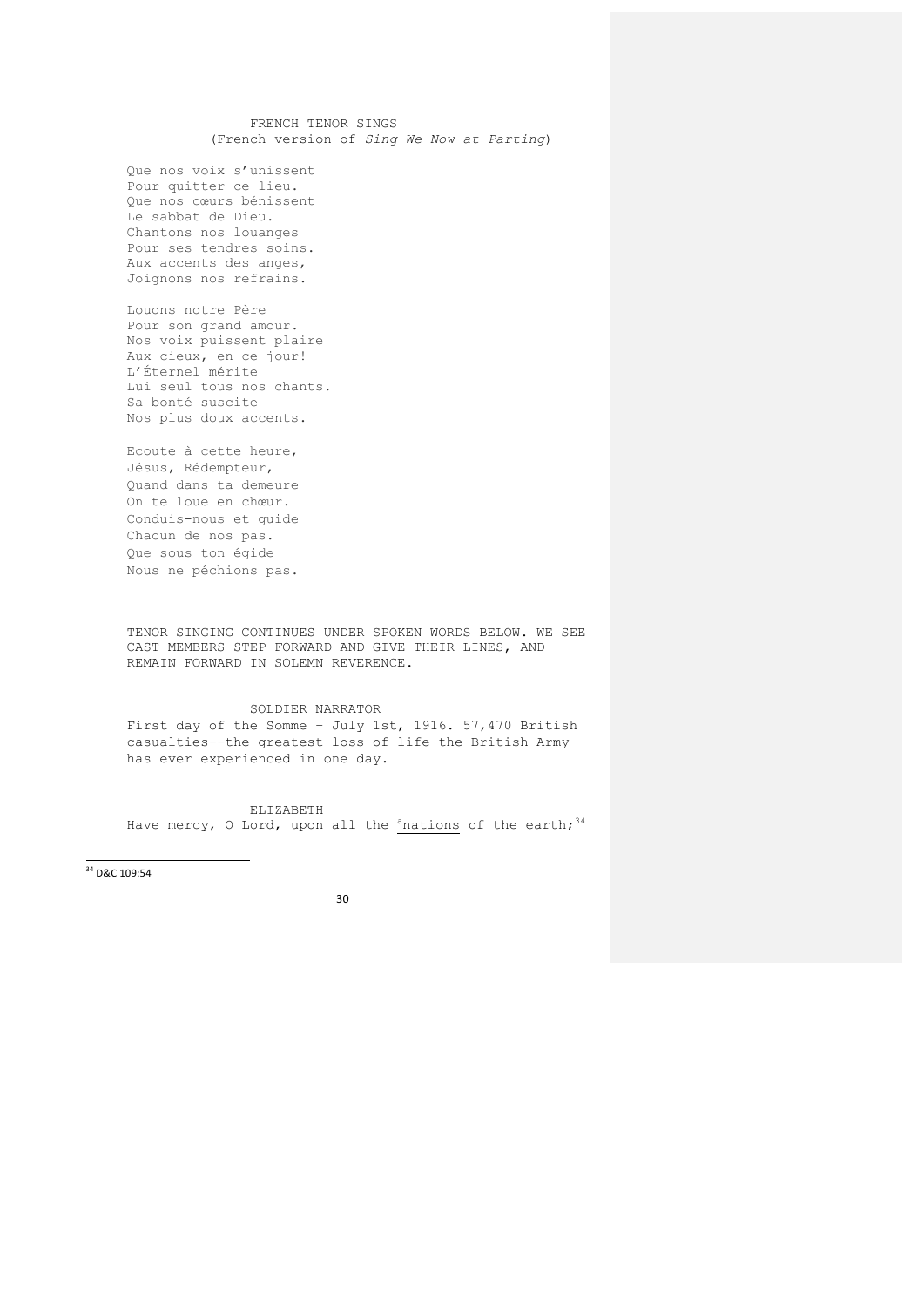FRENCH TENOR SINGS
(French version of *Sing We Now at Parting*)

Que nos voix s'unissent
Pour quitter ce lieu.
Que nos cœurs bénissent
Le sabbat de Dieu.
Chantons nos louanges
Pour ses tendres soins.
Aux accents des anges,
Joignons nos refrains.

Louons notre Père
Pour son grand amour.
Nos voix puissent plaire
Aux cieux, en ce jour!
L'Éternel mérite
Lui seul tous nos chants.
Sa bonté suscite
Nos plus doux accents.

Ecoute à cette heure,
Jésus, Rédempteur,
Quand dans ta demeure
On te loue en chœur.
Conduis-nous et guide
Chacun de nos pas.
Que sous ton égide
Nous ne péchions pas.

TENOR SINGING CONTINUES UNDER SPOKEN WORDS BELOW. WE SEE CAST MEMBERS STEP FORWARD AND GIVE THEIR LINES, AND REMAIN FORWARD IN SOLEMN REVERENCE.

SOLDIER NARRATOR
First day of the Somme – July 1st, 1916. 57,470 British casualties--the greatest loss of life the British Army has ever experienced in one day.

ELIZABETH
Have mercy, O Lord, upon all the [a]nations of the earth;[34]

[34] D&C 109:54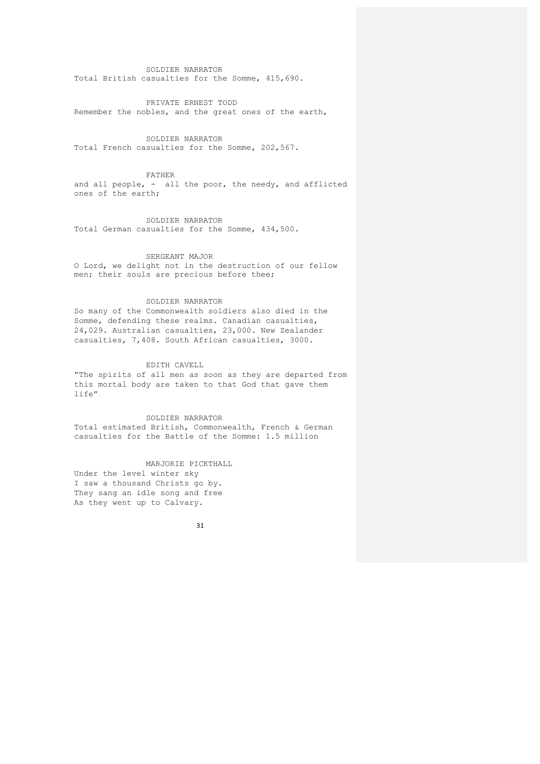SOLDIER NARRATOR

Total British casualties for the Somme, 415,690.

PRIVATE ERNEST TODD

Remember the nobles, and the great ones of the earth,

SOLDIER NARRATOR

Total French casualties for the Somme, 202,567.

FATHER

and all people, - all the poor, the needy, and afflicted ones of the earth;

SOLDIER NARRATOR

Total German casualties for the Somme, 434,500.

SERGEANT MAJOR

O Lord, we delight not in the destruction of our fellow men; their souls are precious before thee;

SOLDIER NARRATOR

So many of the Commonwealth soldiers also died in the Somme, defending these realms. Canadian casualties, 24,029. Australian casualties, 23,000. New Zealander casualties, 7,408. South African casualties, 3000.

EDITH CAVELL

"The spirits of all men as soon as they are departed from this mortal body are taken to that God that gave them life"

SOLDIER NARRATOR

Total estimated British, Commonwealth, French & German casualties for the Battle of the Somme: 1.5 million

MARJORIE PICKTHALL

Under the level winter sky  
I saw a thousand Christs go by.  
They sang an idle song and free  
As they went up to Calvary.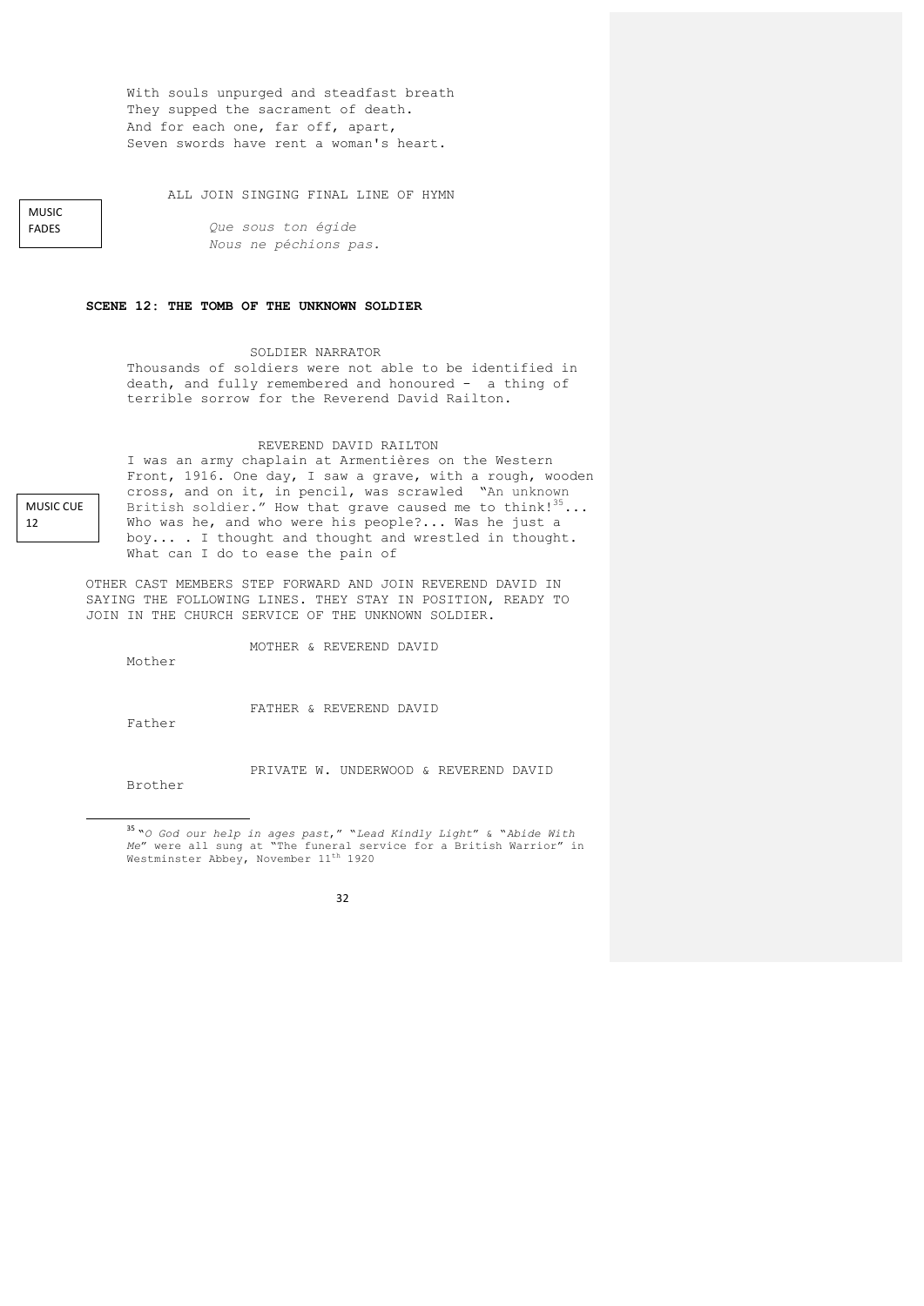With souls unpurged and steadfast breath
They supped the sacrament of death.
And for each one, far off, apart,
Seven swords have rent a woman's heart.

ALL JOIN SINGING FINAL LINE OF HYMN

MUSIC FADES

*Que sous ton égide*
*Nous ne péchions pas.*

**SCENE 12: THE TOMB OF THE UNKNOWN SOLDIER**

SOLDIER NARRATOR

Thousands of soldiers were not able to be identified in death, and fully remembered and honoured - a thing of terrible sorrow for the Reverend David Railton.

REVEREND DAVID RAILTON

MUSIC CUE 12

I was an army chaplain at Armentières on the Western Front, 1916. One day, I saw a grave, with a rough, wooden cross, and on it, in pencil, was scrawled "An unknown British soldier." How that grave caused me to think![35]... Who was he, and who were his people?... Was he just a boy... . I thought and thought and wrestled in thought. What can I do to ease the pain of

OTHER CAST MEMBERS STEP FORWARD AND JOIN REVEREND DAVID IN SAYING THE FOLLOWING LINES. THEY STAY IN POSITION, READY TO JOIN IN THE CHURCH SERVICE OF THE UNKNOWN SOLDIER.

MOTHER & REVEREND DAVID

Mother

FATHER & REVEREND DAVID

Father

PRIVATE W. UNDERWOOD & REVEREND DAVID

Brother

---

[35] "*O God our help in ages past*," "*Lead Kindly Light*" & "*Abide With Me*" were all sung at "The funeral service for a British Warrior" in Westminster Abbey, November 11th 1920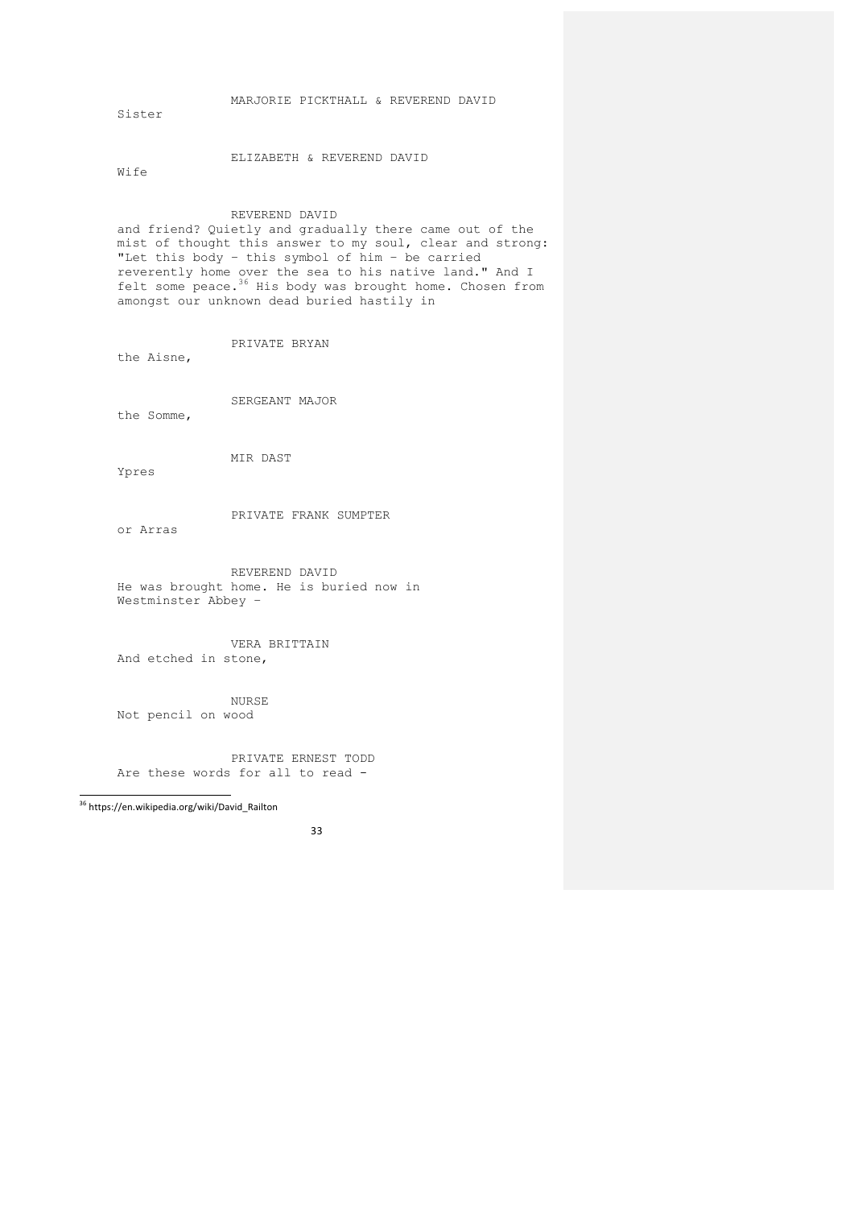MARJORIE PICKTHALL & REVEREND DAVID

Sister

ELIZABETH & REVEREND DAVID

Wife

REVEREND DAVID

and friend? Quietly and gradually there came out of the mist of thought this answer to my soul, clear and strong: "Let this body – this symbol of him – be carried reverently home over the sea to his native land." And I felt some peace.[36] His body was brought home. Chosen from amongst our unknown dead buried hastily in

PRIVATE BRYAN

the Aisne,

SERGEANT MAJOR

the Somme,

MIR DAST

Ypres

PRIVATE FRANK SUMPTER

or Arras

REVEREND DAVID

He was brought home. He is buried now in Westminster Abbey –

VERA BRITTAIN

And etched in stone,

NURSE

Not pencil on wood

PRIVATE ERNEST TODD

Are these words for all to read -

---

[36] https://en.wikipedia.org/wiki/David_Railton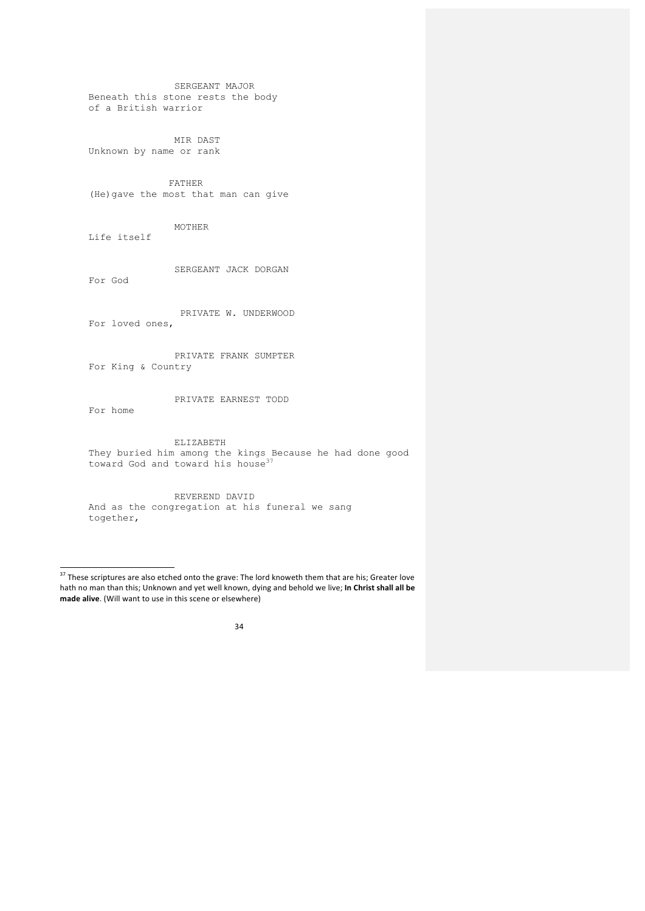SERGEANT MAJOR
Beneath this stone rests the body of a British warrior

MIR DAST
Unknown by name or rank

FATHER
(He)gave the most that man can give

MOTHER
Life itself

SERGEANT JACK DORGAN
For God

PRIVATE W. UNDERWOOD
For loved ones,

PRIVATE FRANK SUMPTER
For King & Country

PRIVATE EARNEST TODD
For home

ELIZABETH
They buried him among the kings Because he had done good toward God and toward his house[37]

REVEREND DAVID
And as the congregation at his funeral we sang together,

---

[37] These scriptures are also etched onto the grave: The lord knoweth them that are his; Greater love hath no man than this; Unknown and yet well known, dying and behold we live; **In Christ shall all be made alive**. (Will want to use in this scene or elsewhere)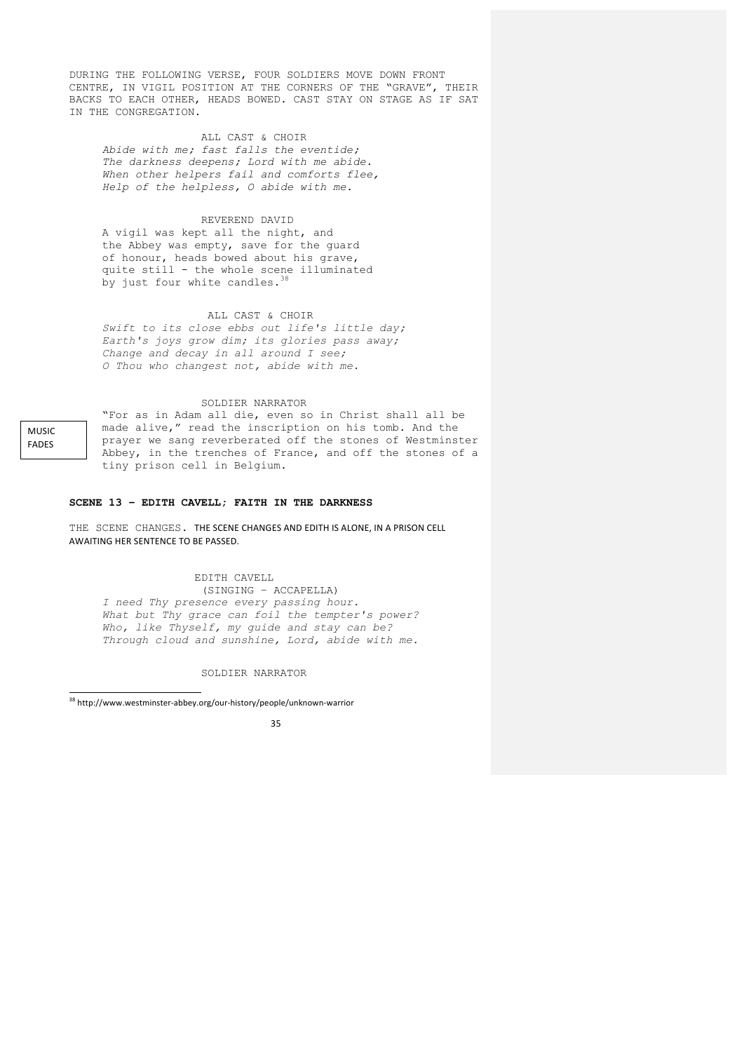DURING THE FOLLOWING VERSE, FOUR SOLDIERS MOVE DOWN FRONT CENTRE, IN VIGIL POSITION AT THE CORNERS OF THE "GRAVE", THEIR BACKS TO EACH OTHER, HEADS BOWED. CAST STAY ON STAGE AS IF SAT IN THE CONGREGATION.

ALL CAST & CHOIR

*Abide with me; fast falls the eventide;*
*The darkness deepens; Lord with me abide.*
*When other helpers fail and comforts flee,*
*Help of the helpless, O abide with me.*

REVEREND DAVID

A vigil was kept all the night, and the Abbey was empty, save for the guard of honour, heads bowed about his grave, quite still - the whole scene illuminated by just four white candles.[38]

ALL CAST & CHOIR

*Swift to its close ebbs out life's little day;*
*Earth's joys grow dim; its glories pass away;*
*Change and decay in all around I see;*
*O Thou who changest not, abide with me.*

SOLDIER NARRATOR

MUSIC FADES

"For as in Adam all die, even so in Christ shall all be made alive," read the inscription on his tomb. And the prayer we sang reverberated off the stones of Westminster Abbey, in the trenches of France, and off the stones of a tiny prison cell in Belgium.

**SCENE 13 – EDITH CAVELL; FAITH IN THE DARKNESS**

THE SCENE CHANGES. THE SCENE CHANGES AND EDITH IS ALONE, IN A PRISON CELL AWAITING HER SENTENCE TO BE PASSED.

EDITH CAVELL
(SINGING – ACCAPELLA)

*I need Thy presence every passing hour.*
*What but Thy grace can foil the tempter's power?*
*Who, like Thyself, my guide and stay can be?*
*Through cloud and sunshine, Lord, abide with me.*

SOLDIER NARRATOR

[38] http://www.westminster-abbey.org/our-history/people/unknown-warrior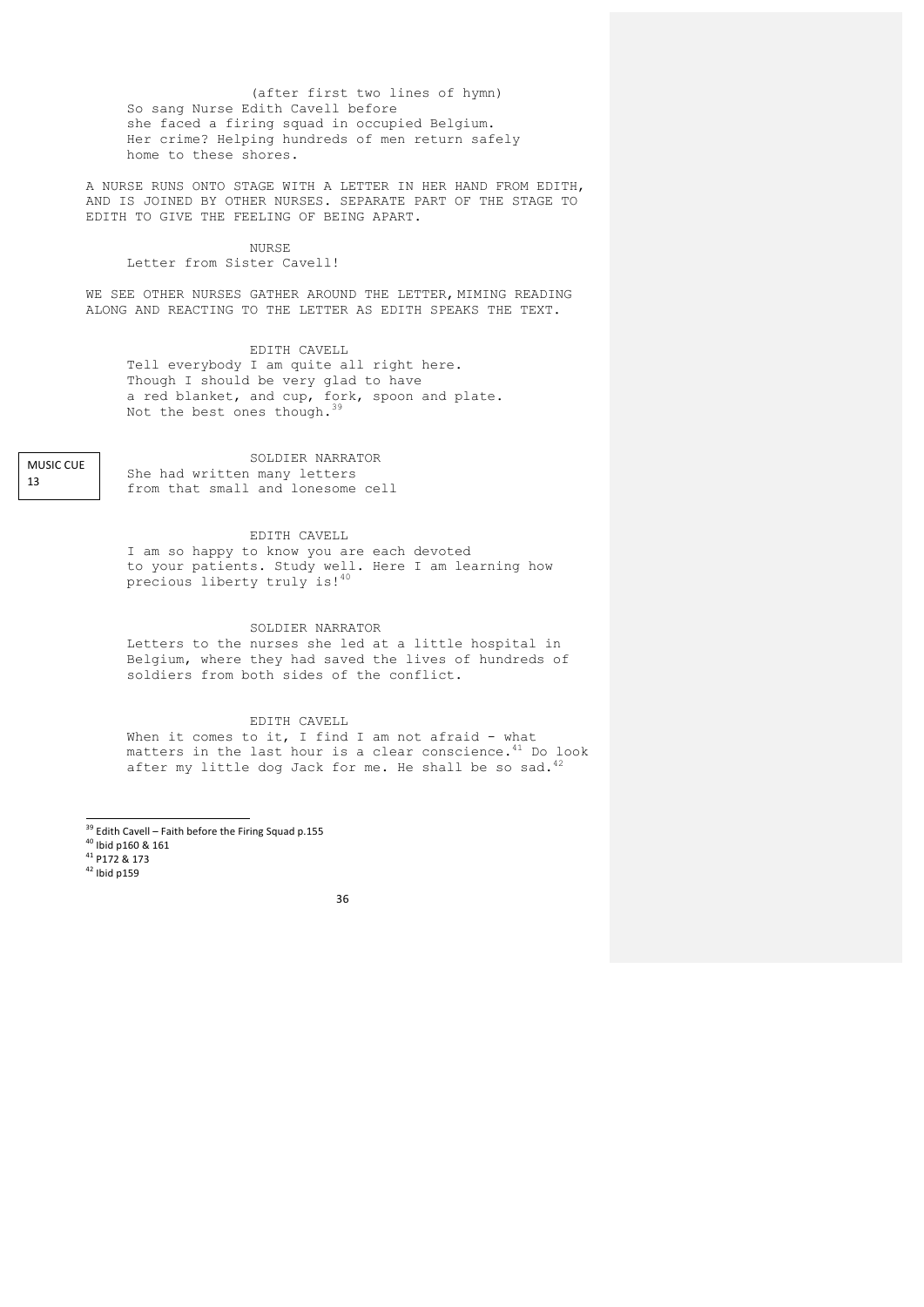(after first two lines of hymn)

So sang Nurse Edith Cavell before
she faced a firing squad in occupied Belgium.
Her crime? Helping hundreds of men return safely
home to these shores.

A NURSE RUNS ONTO STAGE WITH A LETTER IN HER HAND FROM EDITH, AND IS JOINED BY OTHER NURSES. SEPARATE PART OF THE STAGE TO EDITH TO GIVE THE FEELING OF BEING APART.

NURSE

Letter from Sister Cavell!

WE SEE OTHER NURSES GATHER AROUND THE LETTER, MIMING READING ALONG AND REACTING TO THE LETTER AS EDITH SPEAKS THE TEXT.

EDITH CAVELL

Tell everybody I am quite all right here.
Though I should be very glad to have
a red blanket, and cup, fork, spoon and plate.
Not the best ones though.[39]

MUSIC CUE 13

SOLDIER NARRATOR

She had written many letters
from that small and lonesome cell

EDITH CAVELL

I am so happy to know you are each devoted
to your patients. Study well. Here I am learning how
precious liberty truly is![40]

SOLDIER NARRATOR

Letters to the nurses she led at a little hospital in
Belgium, where they had saved the lives of hundreds of
soldiers from both sides of the conflict.

EDITH CAVELL

When it comes to it, I find I am not afraid - what
matters in the last hour is a clear conscience.[41] Do look
after my little dog Jack for me. He shall be so sad.[42]

---

[39] Edith Cavell – Faith before the Firing Squad p.155
[40] Ibid p160 & 161
[41] P172 & 173
[42] Ibid p159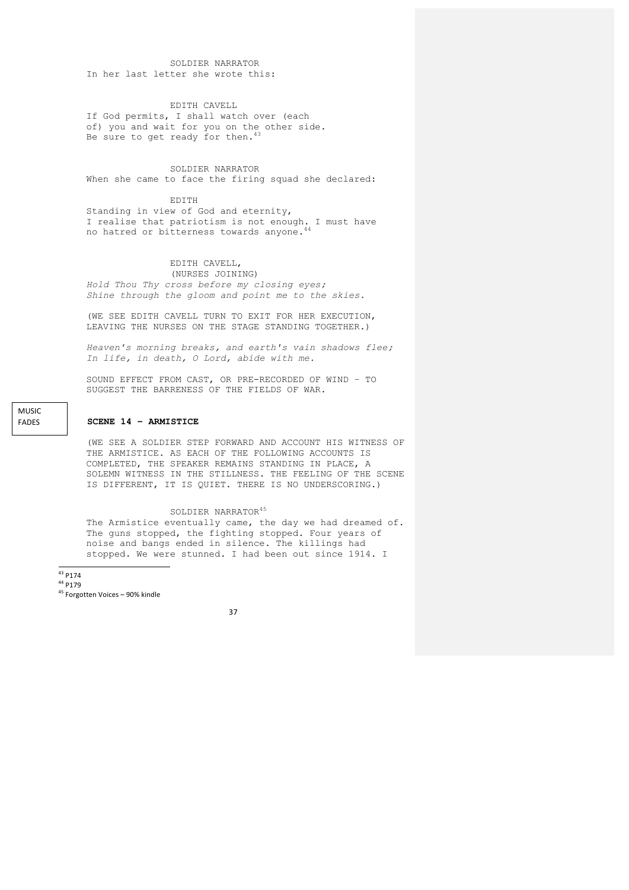SOLDIER NARRATOR

In her last letter she wrote this:

EDITH CAVELL

If God permits, I shall watch over (each of) you and wait for you on the other side. Be sure to get ready for then.[43]

SOLDIER NARRATOR

When she came to face the firing squad she declared:

EDITH

Standing in view of God and eternity, I realise that patriotism is not enough. I must have no hatred or bitterness towards anyone.[44]

EDITH CAVELL,
(NURSES JOINING)

*Hold Thou Thy cross before my closing eyes;*
*Shine through the gloom and point me to the skies.*

(WE SEE EDITH CAVELL TURN TO EXIT FOR HER EXECUTION, LEAVING THE NURSES ON THE STAGE STANDING TOGETHER.)

*Heaven's morning breaks, and earth's vain shadows flee;*
*In life, in death, O Lord, abide with me.*

SOUND EFFECT FROM CAST, OR PRE-RECORDED OF WIND – TO SUGGEST THE BARRENESS OF THE FIELDS OF WAR.

MUSIC FADES

**SCENE 14 – ARMISTICE**

(WE SEE A SOLDIER STEP FORWARD AND ACCOUNT HIS WITNESS OF THE ARMISTICE. AS EACH OF THE FOLLOWING ACCOUNTS IS COMPLETED, THE SPEAKER REMAINS STANDING IN PLACE, A SOLEMN WITNESS IN THE STILLNESS. THE FEELING OF THE SCENE IS DIFFERENT, IT IS QUIET. THERE IS NO UNDERSCORING.)

SOLDIER NARRATOR[45]

The Armistice eventually came, the day we had dreamed of. The guns stopped, the fighting stopped. Four years of noise and bangs ended in silence. The killings had stopped. We were stunned. I had been out since 1914. I

---

[43] P174
[44] P179
[45] Forgotten Voices – 90% kindle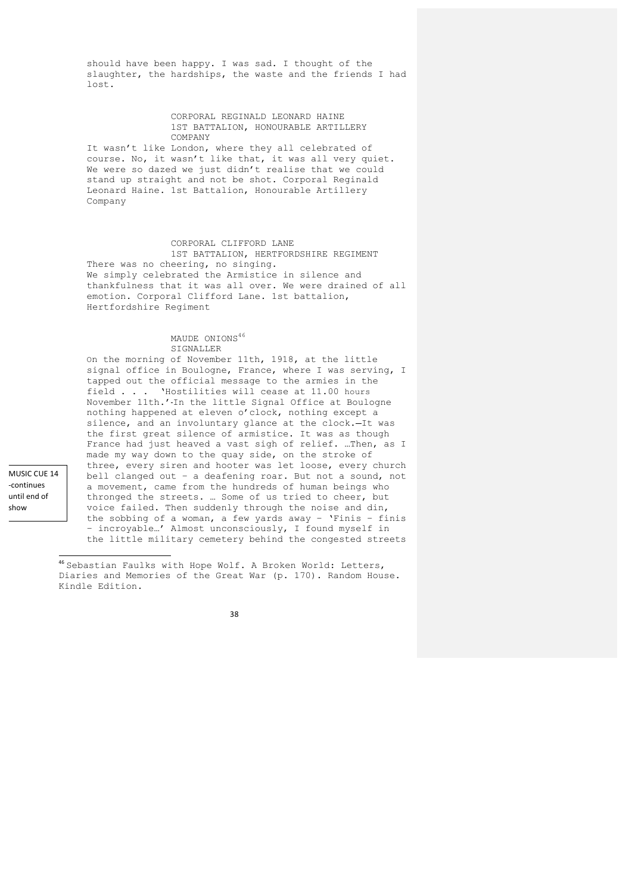should have been happy. I was sad. I thought of the slaughter, the hardships, the waste and the friends I had lost.

CORPORAL REGINALD LEONARD HAINE
1ST BATTALION, HONOURABLE ARTILLERY COMPANY

It wasn't like London, where they all celebrated of course. No, it wasn't like that, it was all very quiet. We were so dazed we just didn't realise that we could stand up straight and not be shot. Corporal Reginald Leonard Haine. 1st Battalion, Honourable Artillery Company

CORPORAL CLIFFORD LANE
1ST BATTALION, HERTFORDSHIRE REGIMENT

There was no cheering, no singing.
We simply celebrated the Armistice in silence and thankfulness that it was all over. We were drained of all emotion. Corporal Clifford Lane. 1st battalion, Hertfordshire Regiment

MAUDE ONIONS[46]
SIGNALLER

On the morning of November 11th, 1918, at the little signal office in Boulogne, France, where I was serving, I tapped out the official message to the armies in the field . . . 'Hostilities will cease at 11.00 hours November 11th.'-In the little Signal Office at Boulogne nothing happened at eleven o'clock, nothing except a silence, and an involuntary glance at the clock.—It was the first great silence of armistice. It was as though France had just heaved a vast sigh of relief. …Then, as I made my way down to the quay side, on the stroke of three, every siren and hooter was let loose, every church bell clanged out – a deafening roar. But not a sound, not a movement, came from the hundreds of human beings who thronged the streets. … Some of us tried to cheer, but voice failed. Then suddenly through the noise and din, the sobbing of a woman, a few yards away – 'Finis – finis – incroyable…' Almost unconsciously, I found myself in the little military cemetery behind the congested streets

MUSIC CUE 14 -continues until end of show

[46] Sebastian Faulks with Hope Wolf. A Broken World: Letters, Diaries and Memories of the Great War (p. 170). Random House. Kindle Edition.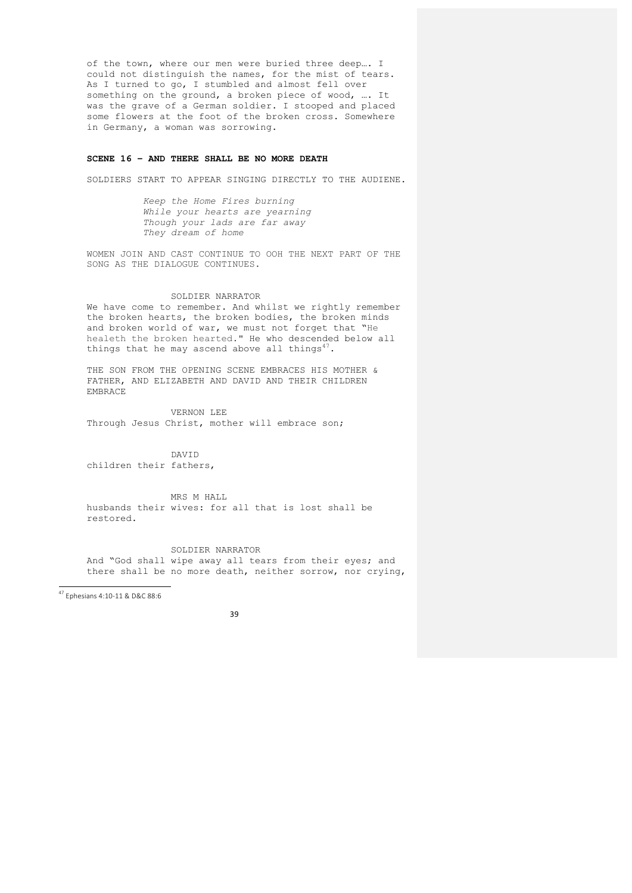of the town, where our men were buried three deep…. I could not distinguish the names, for the mist of tears. As I turned to go, I stumbled and almost fell over something on the ground, a broken piece of wood, …. It was the grave of a German soldier. I stooped and placed some flowers at the foot of the broken cross. Somewhere in Germany, a woman was sorrowing.

**SCENE 16 – AND THERE SHALL BE NO MORE DEATH**

SOLDIERS START TO APPEAR SINGING DIRECTLY TO THE AUDIENE.

*Keep the Home Fires burning*
*While your hearts are yearning*
*Though your lads are far away*
*They dream of home*

WOMEN JOIN AND CAST CONTINUE TO OOH THE NEXT PART OF THE SONG AS THE DIALOGUE CONTINUES.

SOLDIER NARRATOR
We have come to remember. And whilst we rightly remember the broken hearts, the broken bodies, the broken minds and broken world of war, we must not forget that "He healeth the broken hearted." He who descended below all things that he may ascend above all things[47].

THE SON FROM THE OPENING SCENE EMBRACES HIS MOTHER & FATHER, AND ELIZABETH AND DAVID AND THEIR CHILDREN EMBRACE

VERNON LEE
Through Jesus Christ, mother will embrace son;

DAVID
children their fathers,

MRS M HALL
husbands their wives: for all that is lost shall be restored.

SOLDIER NARRATOR
And "God shall wipe away all tears from their eyes; and there shall be no more death, neither sorrow, nor crying,

[47] Ephesians 4:10-11 & D&C 88:6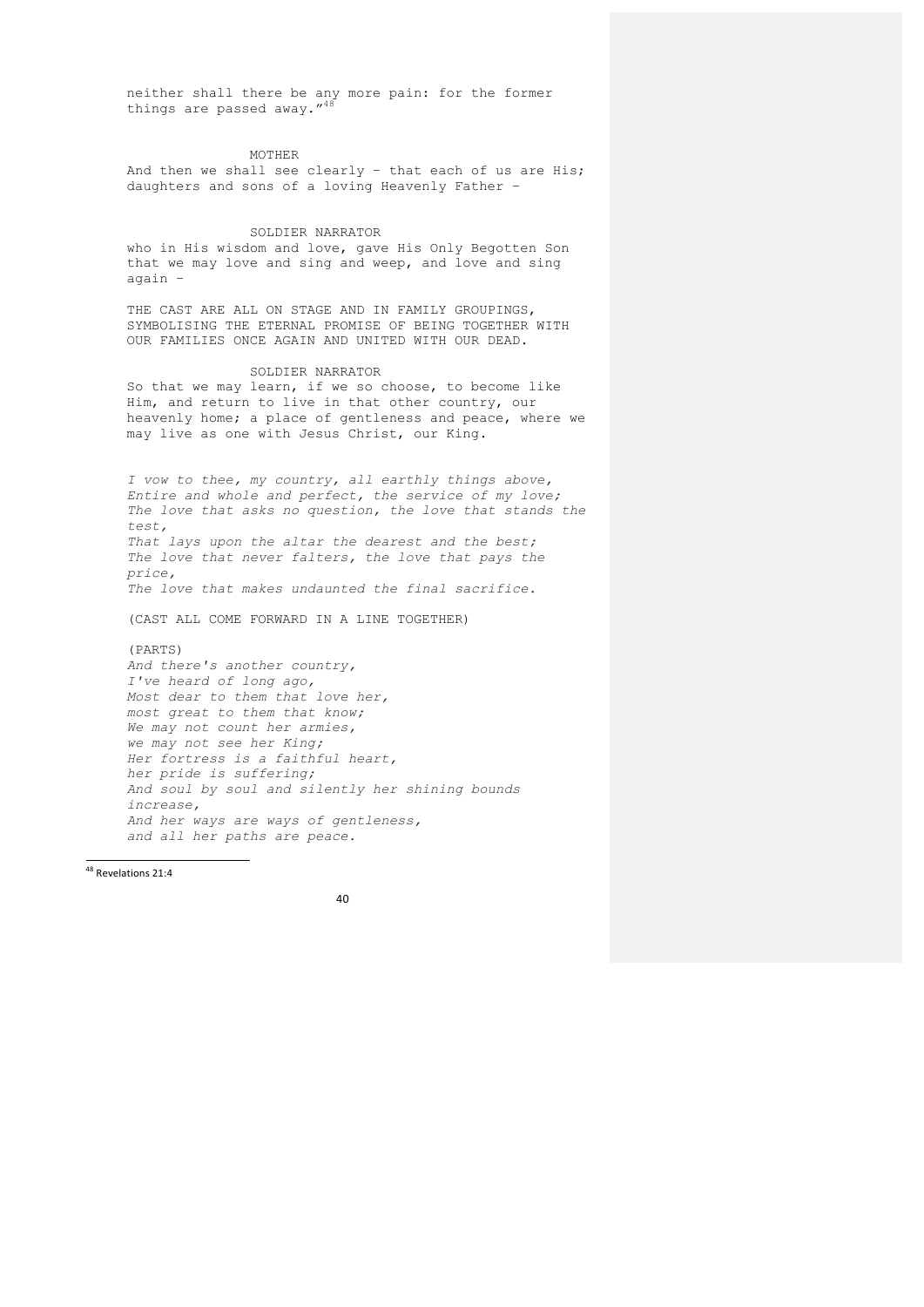neither shall there be any more pain: for the former things are passed away."[48]

MOTHER

And then we shall see clearly – that each of us are His; daughters and sons of a loving Heavenly Father –

SOLDIER NARRATOR

who in His wisdom and love, gave His Only Begotten Son that we may love and sing and weep, and love and sing again –

THE CAST ARE ALL ON STAGE AND IN FAMILY GROUPINGS, SYMBOLISING THE ETERNAL PROMISE OF BEING TOGETHER WITH OUR FAMILIES ONCE AGAIN AND UNITED WITH OUR DEAD.

SOLDIER NARRATOR

So that we may learn, if we so choose, to become like Him, and return to live in that other country, our heavenly home; a place of gentleness and peace, where we may live as one with Jesus Christ, our King.

*I vow to thee, my country, all earthly things above,*
*Entire and whole and perfect, the service of my love;*
*The love that asks no question, the love that stands the test,*
*That lays upon the altar the dearest and the best;*
*The love that never falters, the love that pays the price,*
*The love that makes undaunted the final sacrifice.*

(CAST ALL COME FORWARD IN A LINE TOGETHER)

(PARTS)

*And there's another country,*
*I've heard of long ago,*
*Most dear to them that love her,*
*most great to them that know;*
*We may not count her armies,*
*we may not see her King;*
*Her fortress is a faithful heart,*
*her pride is suffering;*
*And soul by soul and silently her shining bounds increase,*
*And her ways are ways of gentleness,*
*and all her paths are peace.*

[48] Revelations 21:4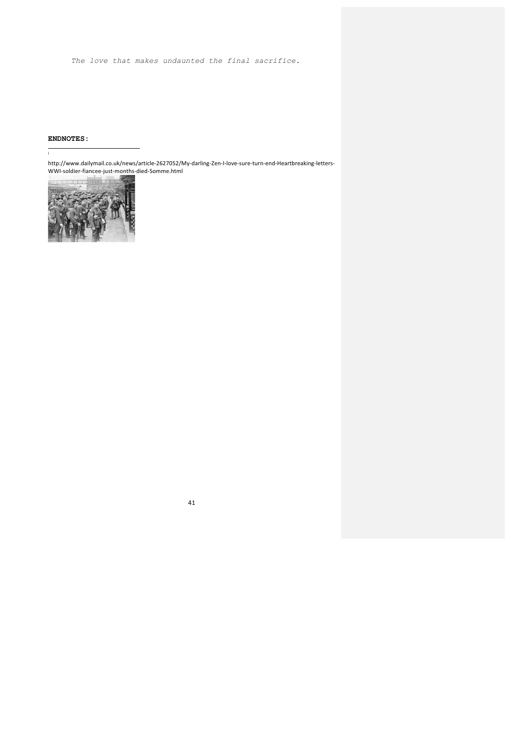*The love that makes undaunted the final sacrifice.*

**ENDNOTES:**

[i] http://www.dailymail.co.uk/news/article-2627052/My-darling-Zen-I-love-sure-turn-end-Heartbreaking-letters-WWI-soldier-fiancee-just-months-died-Somme.html